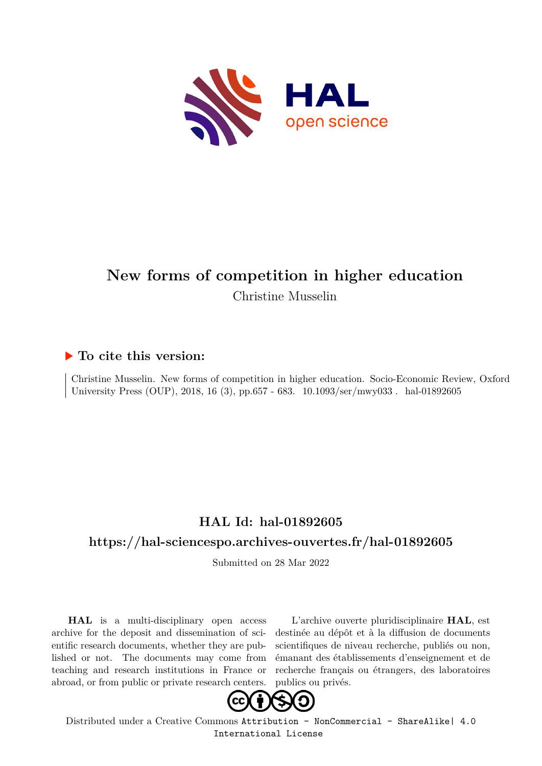# New forms of competition in higher education

Christine Musselin

## ▶ To cite this version:

Christine Musselin. New forms of competition in higher education. Socio-Economic Review, Oxford University Press (OUP), 2018, 16 (3), pp.657 - 683. 10.1093/ser/mwy033 . hal-01892605

## HAL Id: hal-01892605

## https://hal-sciencespo.archives-ouvertes.fr/hal-01892605

Submitted on 28 Mar 2022

**HAL** is a multi-disciplinary open access archive for the deposit and dissemination of scientific research documents, whether they are published or not. The documents may come from teaching and research institutions in France or abroad, or from public or private research centers.

L'archive ouverte pluridisciplinaire **HAL**, est destinée au dépôt et à la diffusion de documents scientifiques de niveau recherche, publiés ou non, émanant des établissements d'enseignement et de recherche français ou étrangers, des laboratoires publics ou privés.

Distributed under a Creative Commons Attribution - NonCommercial - ShareAlike| 4.0 International License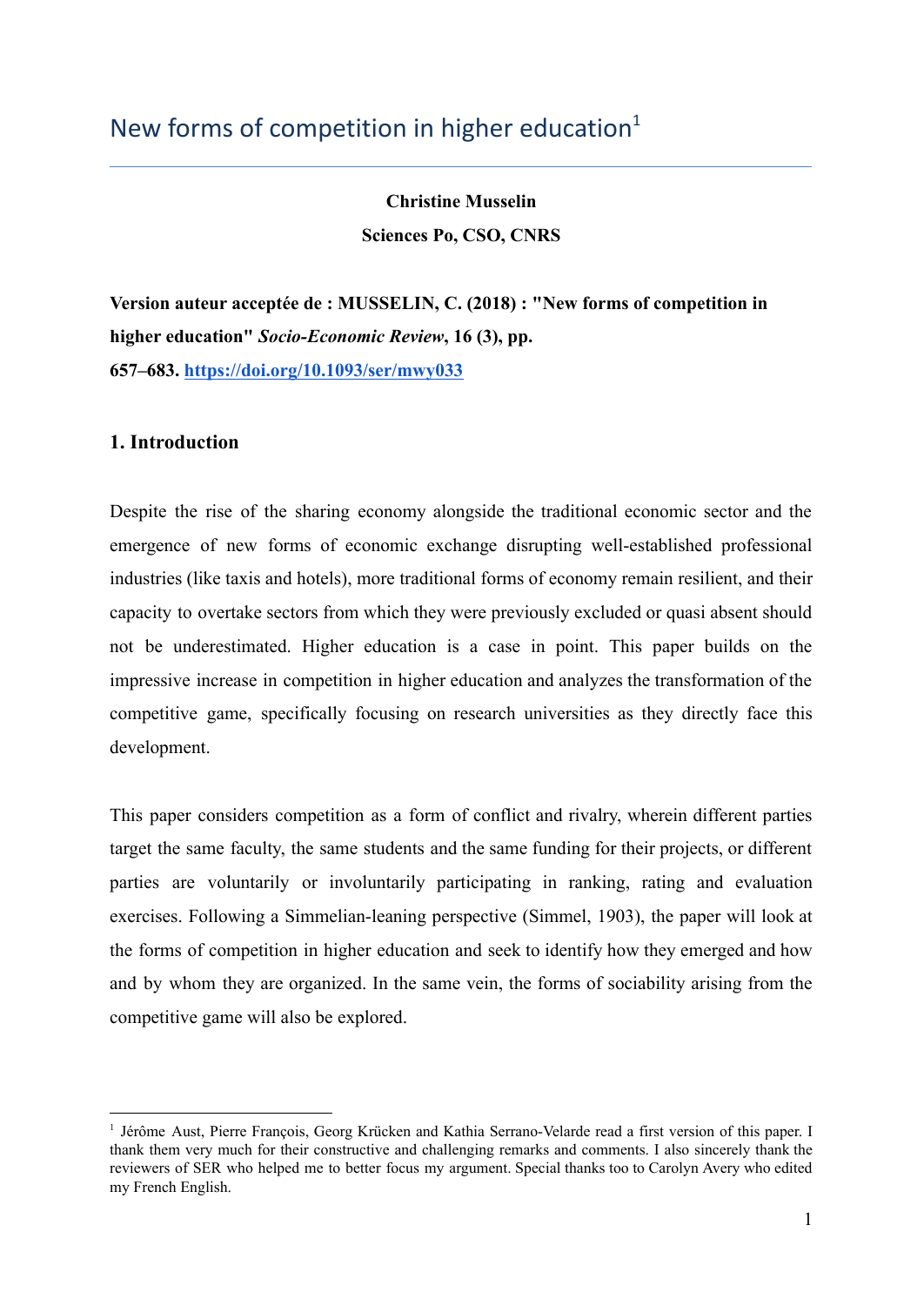# New forms of competition in higher education[1]

**Christine Musselin**

**Sciences Po, CSO, CNRS**

**Version auteur acceptée de : MUSSELIN, C. (2018) : "New forms of competition in higher education"** ***Socio-Economic Review*****, 16 (3), pp. 657–683. https://doi.org/10.1093/ser/mwy033**

## 1. Introduction

Despite the rise of the sharing economy alongside the traditional economic sector and the emergence of new forms of economic exchange disrupting well-established professional industries (like taxis and hotels), more traditional forms of economy remain resilient, and their capacity to overtake sectors from which they were previously excluded or quasi absent should not be underestimated. Higher education is a case in point. This paper builds on the impressive increase in competition in higher education and analyzes the transformation of the competitive game, specifically focusing on research universities as they directly face this development.

This paper considers competition as a form of conflict and rivalry, wherein different parties target the same faculty, the same students and the same funding for their projects, or different parties are voluntarily or involuntarily participating in ranking, rating and evaluation exercises. Following a Simmelian-leaning perspective (Simmel, 1903), the paper will look at the forms of competition in higher education and seek to identify how they emerged and how and by whom they are organized. In the same vein, the forms of sociability arising from the competitive game will also be explored.

[1] Jérôme Aust, Pierre François, Georg Krücken and Kathia Serrano-Velarde read a first version of this paper. I thank them very much for their constructive and challenging remarks and comments. I also sincerely thank the reviewers of SER who helped me to better focus my argument. Special thanks too to Carolyn Avery who edited my French English.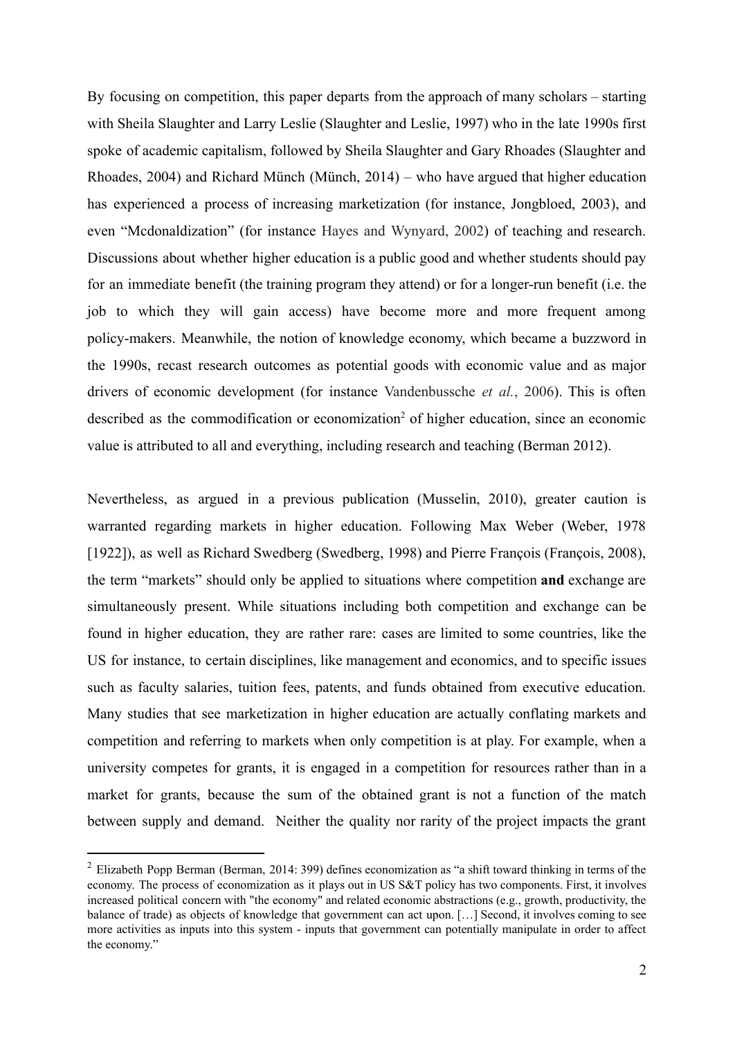By focusing on competition, this paper departs from the approach of many scholars – starting with Sheila Slaughter and Larry Leslie (Slaughter and Leslie, 1997) who in the late 1990s first spoke of academic capitalism, followed by Sheila Slaughter and Gary Rhoades (Slaughter and Rhoades, 2004) and Richard Münch (Münch, 2014) – who have argued that higher education has experienced a process of increasing marketization (for instance, Jongbloed, 2003), and even "Mcdonaldization" (for instance Hayes and Wynyard, 2002) of teaching and research. Discussions about whether higher education is a public good and whether students should pay for an immediate benefit (the training program they attend) or for a longer-run benefit (i.e. the job to which they will gain access) have become more and more frequent among policy-makers. Meanwhile, the notion of knowledge economy, which became a buzzword in the 1990s, recast research outcomes as potential goods with economic value and as major drivers of economic development (for instance Vandenbussche *et al.*, 2006). This is often described as the commodification or economization[2] of higher education, since an economic value is attributed to all and everything, including research and teaching (Berman 2012).

Nevertheless, as argued in a previous publication (Musselin, 2010), greater caution is warranted regarding markets in higher education. Following Max Weber (Weber, 1978 [1922]), as well as Richard Swedberg (Swedberg, 1998) and Pierre François (François, 2008), the term "markets" should only be applied to situations where competition **and** exchange are simultaneously present. While situations including both competition and exchange can be found in higher education, they are rather rare: cases are limited to some countries, like the US for instance, to certain disciplines, like management and economics, and to specific issues such as faculty salaries, tuition fees, patents, and funds obtained from executive education. Many studies that see marketization in higher education are actually conflating markets and competition and referring to markets when only competition is at play. For example, when a university competes for grants, it is engaged in a competition for resources rather than in a market for grants, because the sum of the obtained grant is not a function of the match between supply and demand. Neither the quality nor rarity of the project impacts the grant

[2] Elizabeth Popp Berman (Berman, 2014: 399) defines economization as "a shift toward thinking in terms of the economy. The process of economization as it plays out in US S&T policy has two components. First, it involves increased political concern with "the economy" and related economic abstractions (e.g., growth, productivity, the balance of trade) as objects of knowledge that government can act upon. […] Second, it involves coming to see more activities as inputs into this system - inputs that government can potentially manipulate in order to affect the economy."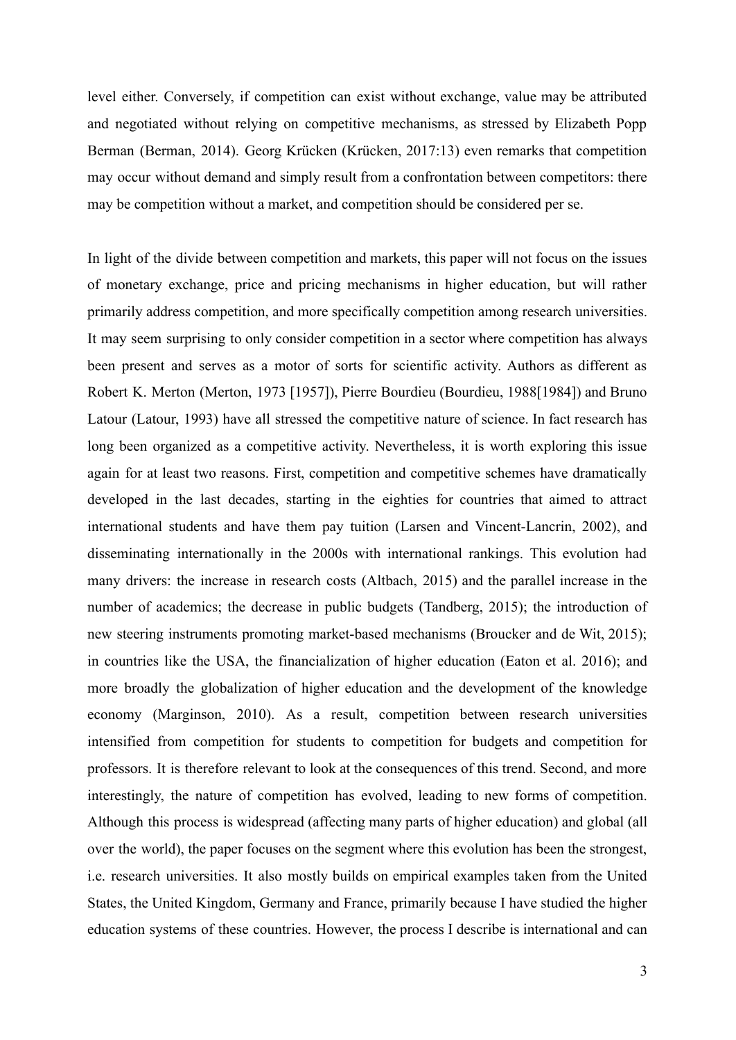level either. Conversely, if competition can exist without exchange, value may be attributed and negotiated without relying on competitive mechanisms, as stressed by Elizabeth Popp Berman (Berman, 2014). Georg Krücken (Krücken, 2017:13) even remarks that competition may occur without demand and simply result from a confrontation between competitors: there may be competition without a market, and competition should be considered per se.

In light of the divide between competition and markets, this paper will not focus on the issues of monetary exchange, price and pricing mechanisms in higher education, but will rather primarily address competition, and more specifically competition among research universities. It may seem surprising to only consider competition in a sector where competition has always been present and serves as a motor of sorts for scientific activity. Authors as different as Robert K. Merton (Merton, 1973 [1957]), Pierre Bourdieu (Bourdieu, 1988[1984]) and Bruno Latour (Latour, 1993) have all stressed the competitive nature of science. In fact research has long been organized as a competitive activity. Nevertheless, it is worth exploring this issue again for at least two reasons. First, competition and competitive schemes have dramatically developed in the last decades, starting in the eighties for countries that aimed to attract international students and have them pay tuition (Larsen and Vincent-Lancrin, 2002), and disseminating internationally in the 2000s with international rankings. This evolution had many drivers: the increase in research costs (Altbach, 2015) and the parallel increase in the number of academics; the decrease in public budgets (Tandberg, 2015); the introduction of new steering instruments promoting market-based mechanisms (Broucker and de Wit, 2015); in countries like the USA, the financialization of higher education (Eaton et al. 2016); and more broadly the globalization of higher education and the development of the knowledge economy (Marginson, 2010). As a result, competition between research universities intensified from competition for students to competition for budgets and competition for professors. It is therefore relevant to look at the consequences of this trend. Second, and more interestingly, the nature of competition has evolved, leading to new forms of competition. Although this process is widespread (affecting many parts of higher education) and global (all over the world), the paper focuses on the segment where this evolution has been the strongest, i.e. research universities. It also mostly builds on empirical examples taken from the United States, the United Kingdom, Germany and France, primarily because I have studied the higher education systems of these countries. However, the process I describe is international and can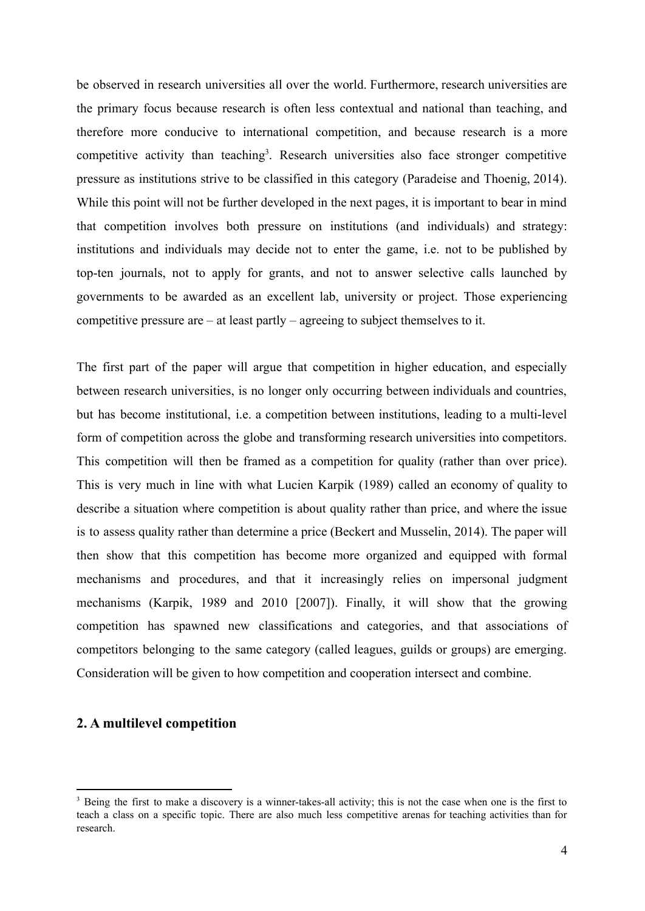be observed in research universities all over the world. Furthermore, research universities are the primary focus because research is often less contextual and national than teaching, and therefore more conducive to international competition, and because research is a more competitive activity than teaching[3]. Research universities also face stronger competitive pressure as institutions strive to be classified in this category (Paradeise and Thoenig, 2014). While this point will not be further developed in the next pages, it is important to bear in mind that competition involves both pressure on institutions (and individuals) and strategy: institutions and individuals may decide not to enter the game, i.e. not to be published by top-ten journals, not to apply for grants, and not to answer selective calls launched by governments to be awarded as an excellent lab, university or project. Those experiencing competitive pressure are – at least partly – agreeing to subject themselves to it.

The first part of the paper will argue that competition in higher education, and especially between research universities, is no longer only occurring between individuals and countries, but has become institutional, i.e. a competition between institutions, leading to a multi-level form of competition across the globe and transforming research universities into competitors. This competition will then be framed as a competition for quality (rather than over price). This is very much in line with what Lucien Karpik (1989) called an economy of quality to describe a situation where competition is about quality rather than price, and where the issue is to assess quality rather than determine a price (Beckert and Musselin, 2014). The paper will then show that this competition has become more organized and equipped with formal mechanisms and procedures, and that it increasingly relies on impersonal judgment mechanisms (Karpik, 1989 and 2010 [2007]). Finally, it will show that the growing competition has spawned new classifications and categories, and that associations of competitors belonging to the same category (called leagues, guilds or groups) are emerging. Consideration will be given to how competition and cooperation intersect and combine.

## 2. A multilevel competition

[3] Being the first to make a discovery is a winner-takes-all activity; this is not the case when one is the first to teach a class on a specific topic. There are also much less competitive arenas for teaching activities than for research.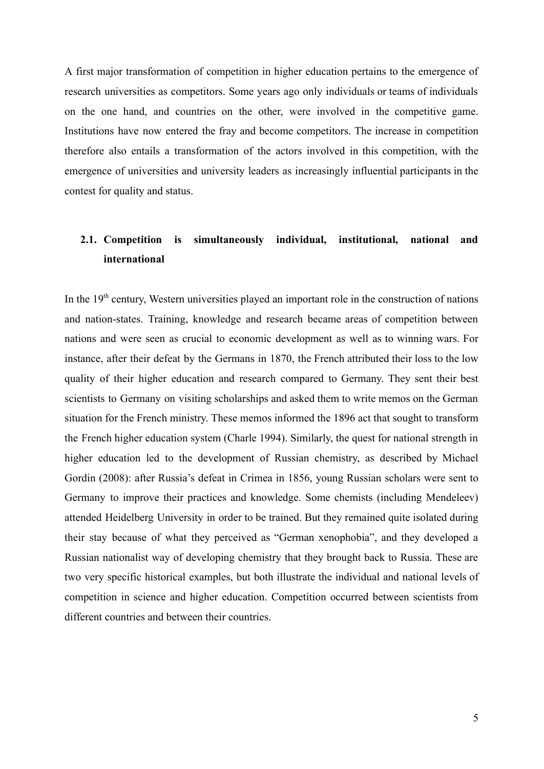A first major transformation of competition in higher education pertains to the emergence of research universities as competitors. Some years ago only individuals or teams of individuals on the one hand, and countries on the other, were involved in the competitive game. Institutions have now entered the fray and become competitors. The increase in competition therefore also entails a transformation of the actors involved in this competition, with the emergence of universities and university leaders as increasingly influential participants in the contest for quality and status.

## 2.1. Competition is simultaneously individual, institutional, national and international

In the 19th century, Western universities played an important role in the construction of nations and nation-states. Training, knowledge and research became areas of competition between nations and were seen as crucial to economic development as well as to winning wars. For instance, after their defeat by the Germans in 1870, the French attributed their loss to the low quality of their higher education and research compared to Germany. They sent their best scientists to Germany on visiting scholarships and asked them to write memos on the German situation for the French ministry. These memos informed the 1896 act that sought to transform the French higher education system (Charle 1994). Similarly, the quest for national strength in higher education led to the development of Russian chemistry, as described by Michael Gordin (2008): after Russia's defeat in Crimea in 1856, young Russian scholars were sent to Germany to improve their practices and knowledge. Some chemists (including Mendeleev) attended Heidelberg University in order to be trained. But they remained quite isolated during their stay because of what they perceived as "German xenophobia", and they developed a Russian nationalist way of developing chemistry that they brought back to Russia. These are two very specific historical examples, but both illustrate the individual and national levels of competition in science and higher education. Competition occurred between scientists from different countries and between their countries.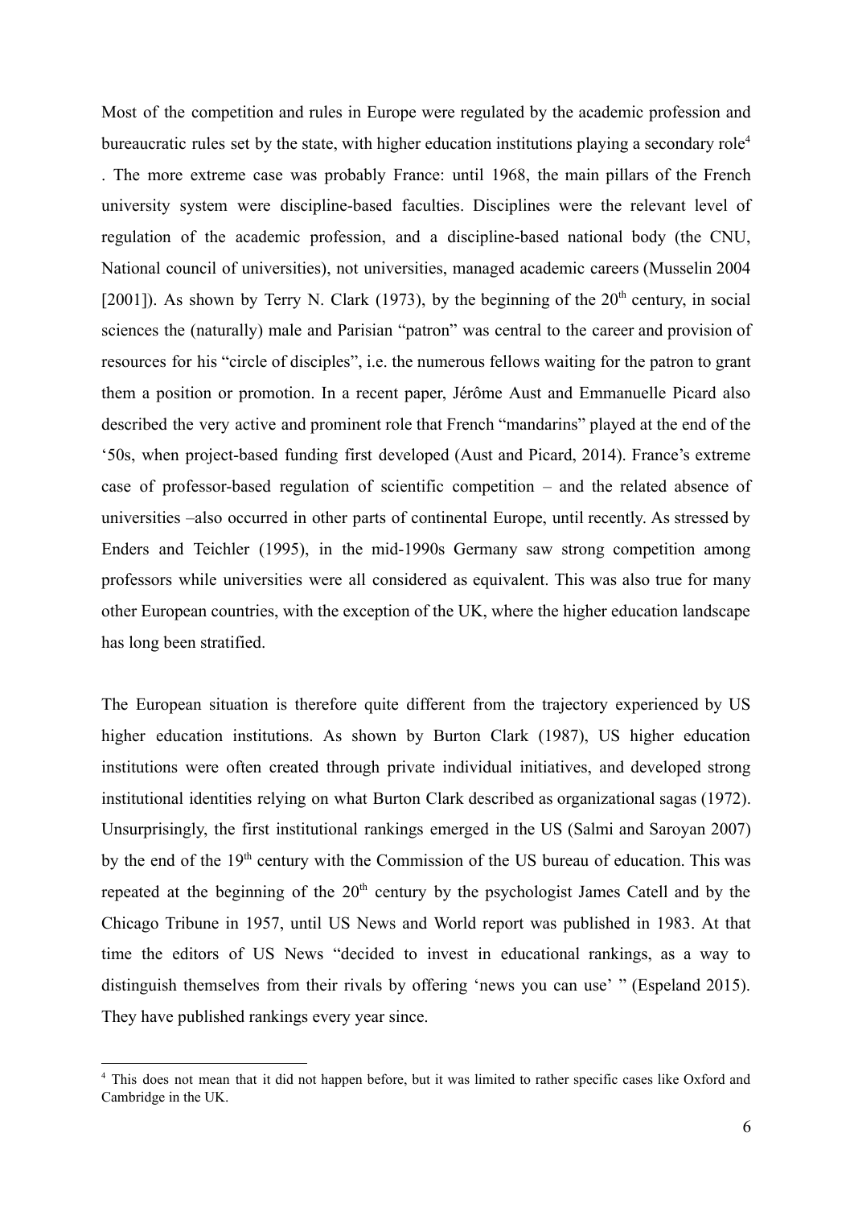Most of the competition and rules in Europe were regulated by the academic profession and bureaucratic rules set by the state, with higher education institutions playing a secondary role[4] . The more extreme case was probably France: until 1968, the main pillars of the French university system were discipline-based faculties. Disciplines were the relevant level of regulation of the academic profession, and a discipline-based national body (the CNU, National council of universities), not universities, managed academic careers (Musselin 2004 [2001]). As shown by Terry N. Clark (1973), by the beginning of the 20[th] century, in social sciences the (naturally) male and Parisian "patron" was central to the career and provision of resources for his "circle of disciples", i.e. the numerous fellows waiting for the patron to grant them a position or promotion. In a recent paper, Jérôme Aust and Emmanuelle Picard also described the very active and prominent role that French "mandarins" played at the end of the '50s, when project-based funding first developed (Aust and Picard, 2014). France's extreme case of professor-based regulation of scientific competition – and the related absence of universities –also occurred in other parts of continental Europe, until recently. As stressed by Enders and Teichler (1995), in the mid-1990s Germany saw strong competition among professors while universities were all considered as equivalent. This was also true for many other European countries, with the exception of the UK, where the higher education landscape has long been stratified.

The European situation is therefore quite different from the trajectory experienced by US higher education institutions. As shown by Burton Clark (1987), US higher education institutions were often created through private individual initiatives, and developed strong institutional identities relying on what Burton Clark described as organizational sagas (1972). Unsurprisingly, the first institutional rankings emerged in the US (Salmi and Saroyan 2007) by the end of the 19[th] century with the Commission of the US bureau of education. This was repeated at the beginning of the 20[th] century by the psychologist James Catell and by the Chicago Tribune in 1957, until US News and World report was published in 1983. At that time the editors of US News "decided to invest in educational rankings, as a way to distinguish themselves from their rivals by offering 'news you can use' " (Espeland 2015). They have published rankings every year since.

[4] This does not mean that it did not happen before, but it was limited to rather specific cases like Oxford and Cambridge in the UK.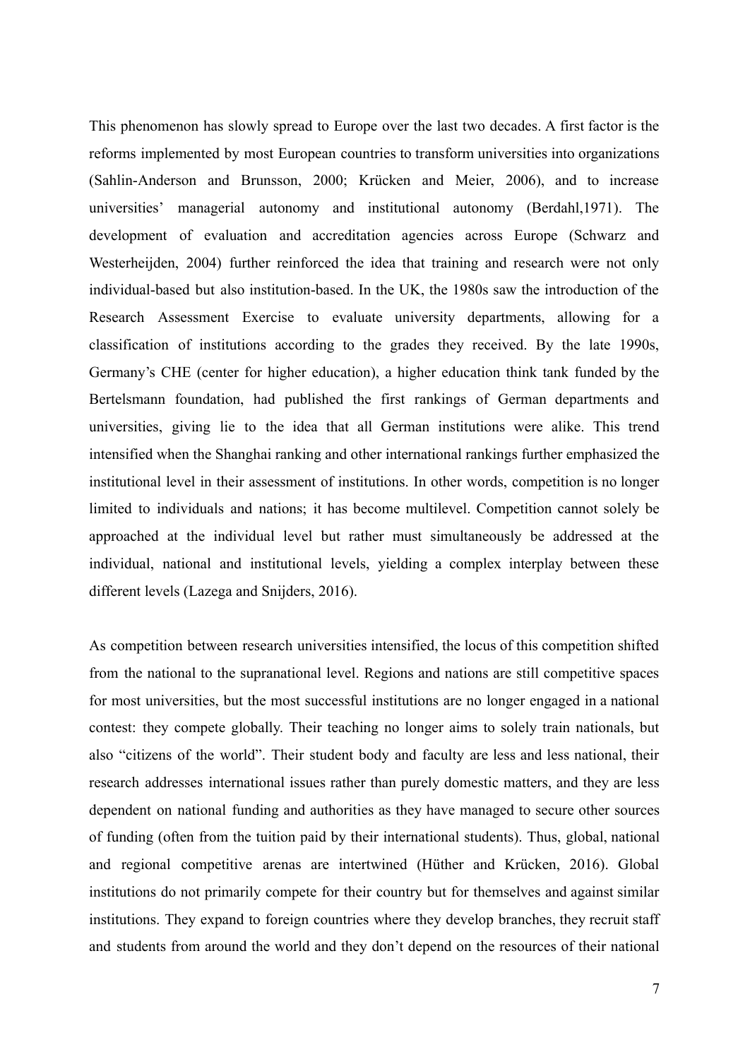This phenomenon has slowly spread to Europe over the last two decades. A first factor is the reforms implemented by most European countries to transform universities into organizations (Sahlin-Anderson and Brunsson, 2000; Krücken and Meier, 2006), and to increase universities' managerial autonomy and institutional autonomy (Berdahl,1971). The development of evaluation and accreditation agencies across Europe (Schwarz and Westerheijden, 2004) further reinforced the idea that training and research were not only individual-based but also institution-based. In the UK, the 1980s saw the introduction of the Research Assessment Exercise to evaluate university departments, allowing for a classification of institutions according to the grades they received. By the late 1990s, Germany's CHE (center for higher education), a higher education think tank funded by the Bertelsmann foundation, had published the first rankings of German departments and universities, giving lie to the idea that all German institutions were alike. This trend intensified when the Shanghai ranking and other international rankings further emphasized the institutional level in their assessment of institutions. In other words, competition is no longer limited to individuals and nations; it has become multilevel. Competition cannot solely be approached at the individual level but rather must simultaneously be addressed at the individual, national and institutional levels, yielding a complex interplay between these different levels (Lazega and Snijders, 2016).

As competition between research universities intensified, the locus of this competition shifted from the national to the supranational level. Regions and nations are still competitive spaces for most universities, but the most successful institutions are no longer engaged in a national contest: they compete globally. Their teaching no longer aims to solely train nationals, but also "citizens of the world". Their student body and faculty are less and less national, their research addresses international issues rather than purely domestic matters, and they are less dependent on national funding and authorities as they have managed to secure other sources of funding (often from the tuition paid by their international students). Thus, global, national and regional competitive arenas are intertwined (Hüther and Krücken, 2016). Global institutions do not primarily compete for their country but for themselves and against similar institutions. They expand to foreign countries where they develop branches, they recruit staff and students from around the world and they don't depend on the resources of their national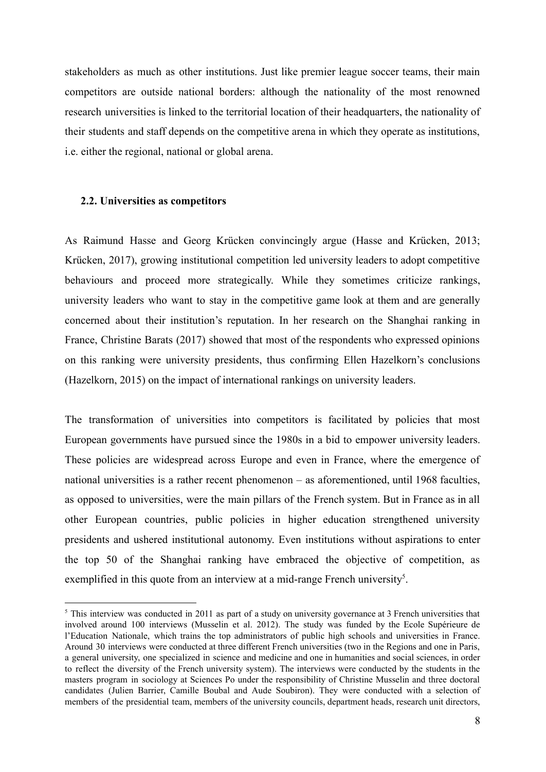stakeholders as much as other institutions. Just like premier league soccer teams, their main competitors are outside national borders: although the nationality of the most renowned research universities is linked to the territorial location of their headquarters, the nationality of their students and staff depends on the competitive arena in which they operate as institutions, i.e. either the regional, national or global arena.

### 2.2. Universities as competitors

As Raimund Hasse and Georg Krücken convincingly argue (Hasse and Krücken, 2013; Krücken, 2017), growing institutional competition led university leaders to adopt competitive behaviours and proceed more strategically. While they sometimes criticize rankings, university leaders who want to stay in the competitive game look at them and are generally concerned about their institution's reputation. In her research on the Shanghai ranking in France, Christine Barats (2017) showed that most of the respondents who expressed opinions on this ranking were university presidents, thus confirming Ellen Hazelkorn's conclusions (Hazelkorn, 2015) on the impact of international rankings on university leaders.

The transformation of universities into competitors is facilitated by policies that most European governments have pursued since the 1980s in a bid to empower university leaders. These policies are widespread across Europe and even in France, where the emergence of national universities is a rather recent phenomenon – as aforementioned, until 1968 faculties, as opposed to universities, were the main pillars of the French system. But in France as in all other European countries, public policies in higher education strengthened university presidents and ushered institutional autonomy. Even institutions without aspirations to enter the top 50 of the Shanghai ranking have embraced the objective of competition, as exemplified in this quote from an interview at a mid-range French university[5].

[5] This interview was conducted in 2011 as part of a study on university governance at 3 French universities that involved around 100 interviews (Musselin et al. 2012). The study was funded by the Ecole Supérieure de l'Education Nationale, which trains the top administrators of public high schools and universities in France. Around 30 interviews were conducted at three different French universities (two in the Regions and one in Paris, a general university, one specialized in science and medicine and one in humanities and social sciences, in order to reflect the diversity of the French university system). The interviews were conducted by the students in the masters program in sociology at Sciences Po under the responsibility of Christine Musselin and three doctoral candidates (Julien Barrier, Camille Boubal and Aude Soubiron). They were conducted with a selection of members of the presidential team, members of the university councils, department heads, research unit directors,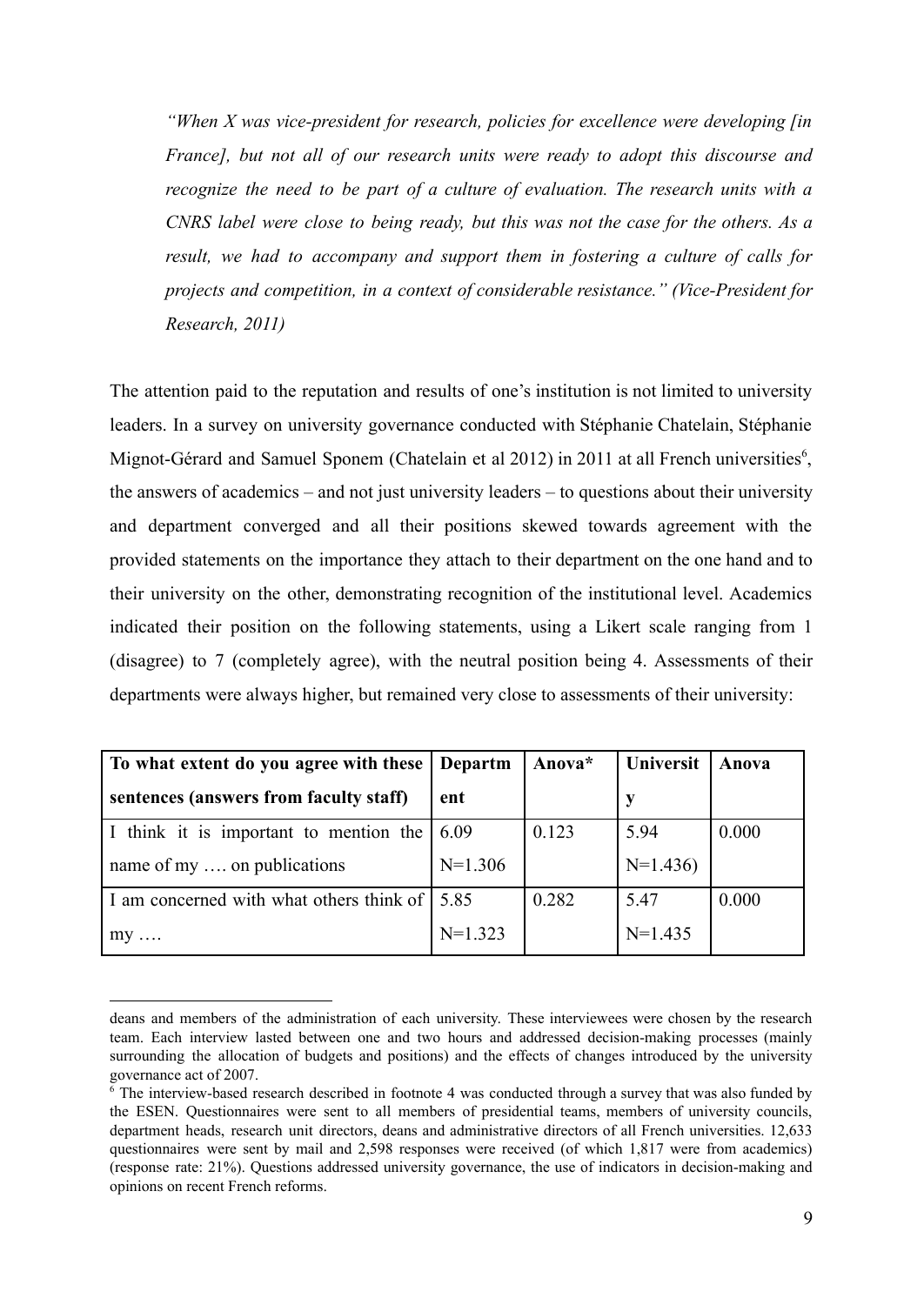*"When X was vice-president for research, policies for excellence were developing [in France], but not all of our research units were ready to adopt this discourse and recognize the need to be part of a culture of evaluation. The research units with a CNRS label were close to being ready, but this was not the case for the others. As a result, we had to accompany and support them in fostering a culture of calls for projects and competition, in a context of considerable resistance." (Vice-President for Research, 2011)*

The attention paid to the reputation and results of one's institution is not limited to university leaders. In a survey on university governance conducted with Stéphanie Chatelain, Stéphanie Mignot-Gérard and Samuel Sponem (Chatelain et al 2012) in 2011 at all French universities[6], the answers of academics – and not just university leaders – to questions about their university and department converged and all their positions skewed towards agreement with the provided statements on the importance they attach to their department on the one hand and to their university on the other, demonstrating recognition of the institutional level. Academics indicated their position on the following statements, using a Likert scale ranging from 1 (disagree) to 7 (completely agree), with the neutral position being 4. Assessments of their departments were always higher, but remained very close to assessments of their university:

| **To what extent do you agree with these sentences (answers from faculty staff)** | **Department** | **Anova*** | **University** | **Anova** |
|---|---|---|---|---|
| I think it is important to mention the name of my …. on publications | 6.09 N=1.306 | 0.123 | 5.94 N=1.436) | 0.000 |
| I am concerned with what others think of my …. | 5.85 N=1.323 | 0.282 | 5.47 N=1.435 | 0.000 |

deans and members of the administration of each university. These interviewees were chosen by the research team. Each interview lasted between one and two hours and addressed decision-making processes (mainly surrounding the allocation of budgets and positions) and the effects of changes introduced by the university governance act of 2007.

[6] The interview-based research described in footnote 4 was conducted through a survey that was also funded by the ESEN. Questionnaires were sent to all members of presidential teams, members of university councils, department heads, research unit directors, deans and administrative directors of all French universities. 12,633 questionnaires were sent by mail and 2,598 responses were received (of which 1,817 were from academics) (response rate: 21%). Questions addressed university governance, the use of indicators in decision-making and opinions on recent French reforms.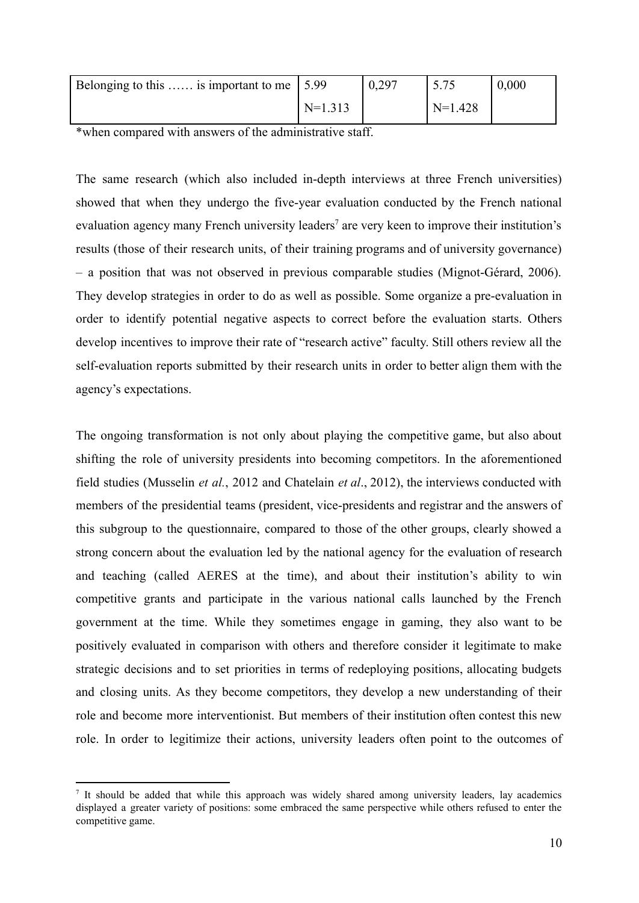| Belonging to this …… is important to me | 5.99<br>N=1.313 | 0,297 | 5.75<br>N=1.428 | 0,000 |
|---|---|---|---|---|

*when compared with answers of the administrative staff.

The same research (which also included in-depth interviews at three French universities) showed that when they undergo the five-year evaluation conducted by the French national evaluation agency many French university leaders[7] are very keen to improve their institution's results (those of their research units, of their training programs and of university governance) – a position that was not observed in previous comparable studies (Mignot-Gérard, 2006). They develop strategies in order to do as well as possible. Some organize a pre-evaluation in order to identify potential negative aspects to correct before the evaluation starts. Others develop incentives to improve their rate of "research active" faculty. Still others review all the self-evaluation reports submitted by their research units in order to better align them with the agency's expectations.

The ongoing transformation is not only about playing the competitive game, but also about shifting the role of university presidents into becoming competitors. In the aforementioned field studies (Musselin *et al.*, 2012 and Chatelain *et al*., 2012), the interviews conducted with members of the presidential teams (president, vice-presidents and registrar and the answers of this subgroup to the questionnaire, compared to those of the other groups, clearly showed a strong concern about the evaluation led by the national agency for the evaluation of research and teaching (called AERES at the time), and about their institution's ability to win competitive grants and participate in the various national calls launched by the French government at the time. While they sometimes engage in gaming, they also want to be positively evaluated in comparison with others and therefore consider it legitimate to make strategic decisions and to set priorities in terms of redeploying positions, allocating budgets and closing units. As they become competitors, they develop a new understanding of their role and become more interventionist. But members of their institution often contest this new role. In order to legitimize their actions, university leaders often point to the outcomes of

[7] It should be added that while this approach was widely shared among university leaders, lay academics displayed a greater variety of positions: some embraced the same perspective while others refused to enter the competitive game.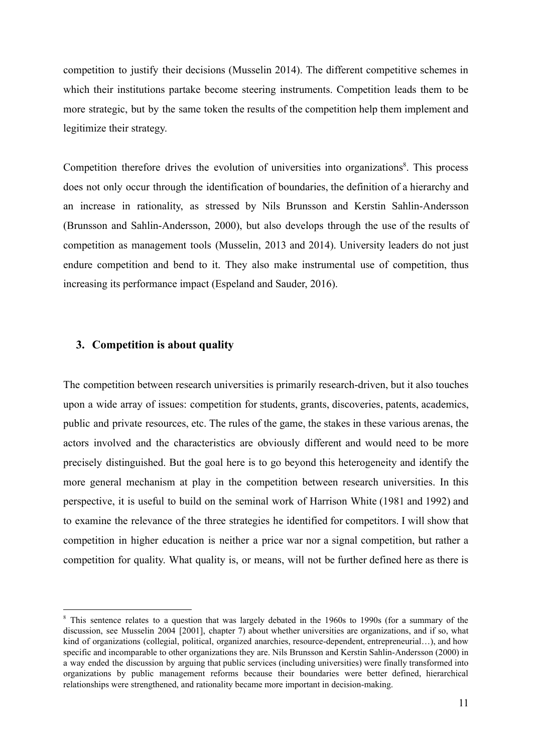competition to justify their decisions (Musselin 2014). The different competitive schemes in which their institutions partake become steering instruments. Competition leads them to be more strategic, but by the same token the results of the competition help them implement and legitimize their strategy.

Competition therefore drives the evolution of universities into organizations[8]. This process does not only occur through the identification of boundaries, the definition of a hierarchy and an increase in rationality, as stressed by Nils Brunsson and Kerstin Sahlin-Andersson (Brunsson and Sahlin-Andersson, 2000), but also develops through the use of the results of competition as management tools (Musselin, 2013 and 2014). University leaders do not just endure competition and bend to it. They also make instrumental use of competition, thus increasing its performance impact (Espeland and Sauder, 2016).

## 3. Competition is about quality

The competition between research universities is primarily research-driven, but it also touches upon a wide array of issues: competition for students, grants, discoveries, patents, academics, public and private resources, etc. The rules of the game, the stakes in these various arenas, the actors involved and the characteristics are obviously different and would need to be more precisely distinguished. But the goal here is to go beyond this heterogeneity and identify the more general mechanism at play in the competition between research universities. In this perspective, it is useful to build on the seminal work of Harrison White (1981 and 1992) and to examine the relevance of the three strategies he identified for competitors. I will show that competition in higher education is neither a price war nor a signal competition, but rather a competition for quality. What quality is, or means, will not be further defined here as there is

[8] This sentence relates to a question that was largely debated in the 1960s to 1990s (for a summary of the discussion, see Musselin 2004 [2001], chapter 7) about whether universities are organizations, and if so, what kind of organizations (collegial, political, organized anarchies, resource-dependent, entrepreneurial…), and how specific and incomparable to other organizations they are. Nils Brunsson and Kerstin Sahlin-Andersson (2000) in a way ended the discussion by arguing that public services (including universities) were finally transformed into organizations by public management reforms because their boundaries were better defined, hierarchical relationships were strengthened, and rationality became more important in decision-making.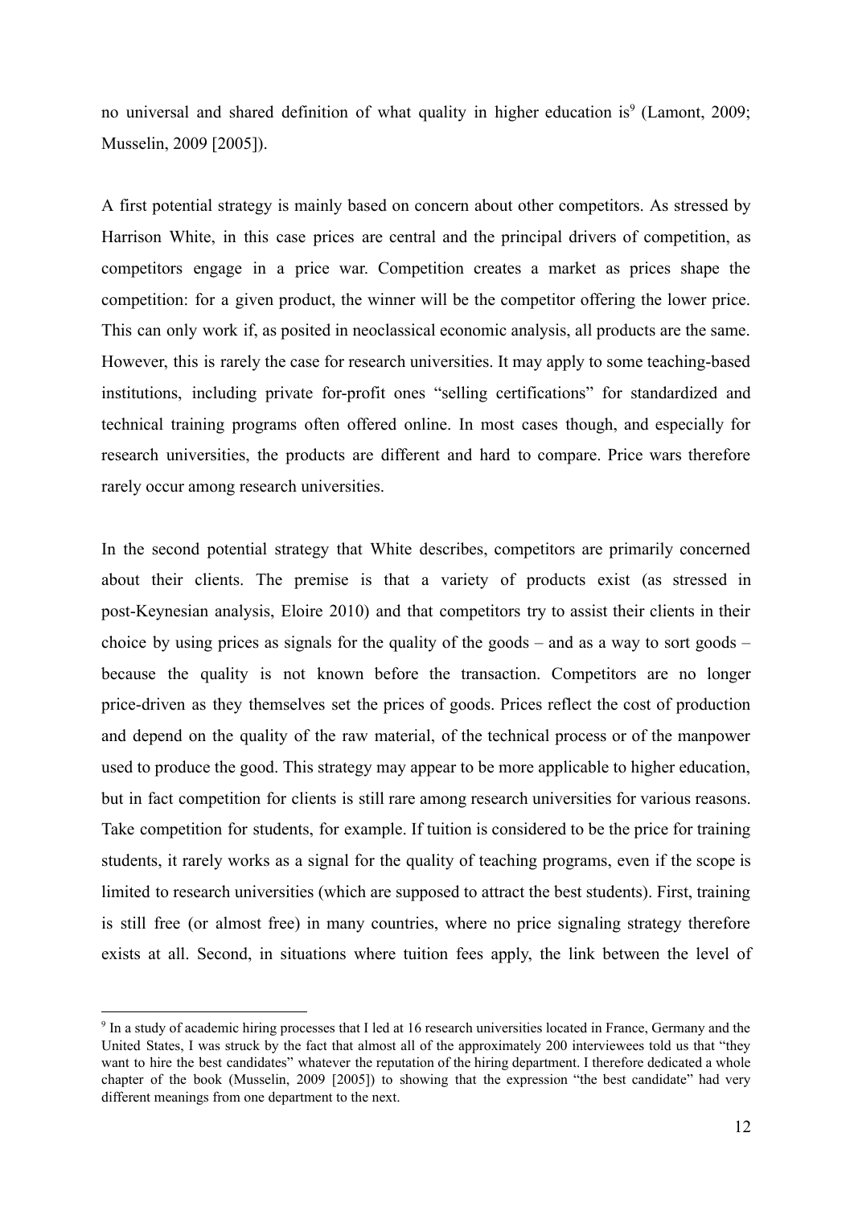no universal and shared definition of what quality in higher education is[9] (Lamont, 2009; Musselin, 2009 [2005]).

A first potential strategy is mainly based on concern about other competitors. As stressed by Harrison White, in this case prices are central and the principal drivers of competition, as competitors engage in a price war. Competition creates a market as prices shape the competition: for a given product, the winner will be the competitor offering the lower price. This can only work if, as posited in neoclassical economic analysis, all products are the same. However, this is rarely the case for research universities. It may apply to some teaching-based institutions, including private for-profit ones "selling certifications" for standardized and technical training programs often offered online. In most cases though, and especially for research universities, the products are different and hard to compare. Price wars therefore rarely occur among research universities.

In the second potential strategy that White describes, competitors are primarily concerned about their clients. The premise is that a variety of products exist (as stressed in post-Keynesian analysis, Eloire 2010) and that competitors try to assist their clients in their choice by using prices as signals for the quality of the goods – and as a way to sort goods – because the quality is not known before the transaction. Competitors are no longer price-driven as they themselves set the prices of goods. Prices reflect the cost of production and depend on the quality of the raw material, of the technical process or of the manpower used to produce the good. This strategy may appear to be more applicable to higher education, but in fact competition for clients is still rare among research universities for various reasons. Take competition for students, for example. If tuition is considered to be the price for training students, it rarely works as a signal for the quality of teaching programs, even if the scope is limited to research universities (which are supposed to attract the best students). First, training is still free (or almost free) in many countries, where no price signaling strategy therefore exists at all. Second, in situations where tuition fees apply, the link between the level of

[9] In a study of academic hiring processes that I led at 16 research universities located in France, Germany and the United States, I was struck by the fact that almost all of the approximately 200 interviewees told us that "they want to hire the best candidates" whatever the reputation of the hiring department. I therefore dedicated a whole chapter of the book (Musselin, 2009 [2005]) to showing that the expression "the best candidate" had very different meanings from one department to the next.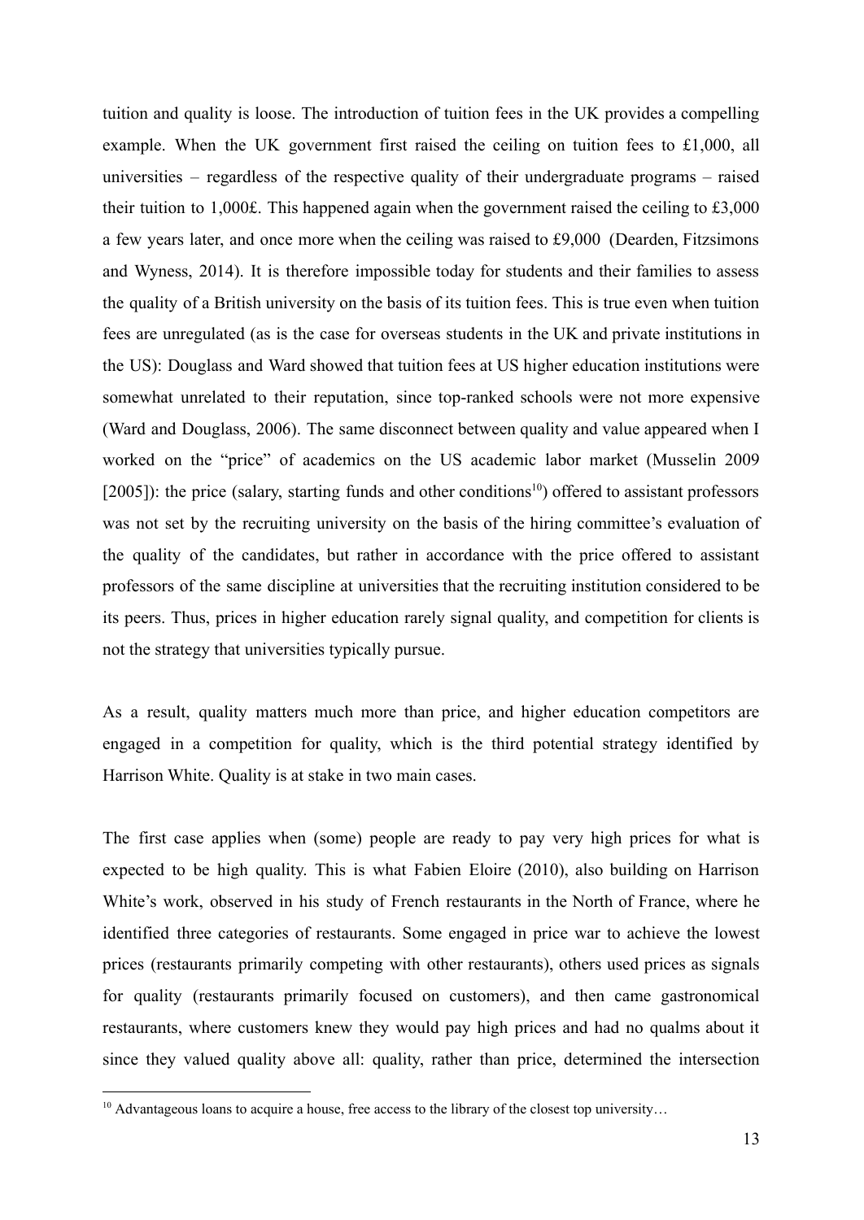tuition and quality is loose. The introduction of tuition fees in the UK provides a compelling example. When the UK government first raised the ceiling on tuition fees to £1,000, all universities – regardless of the respective quality of their undergraduate programs – raised their tuition to 1,000£. This happened again when the government raised the ceiling to £3,000 a few years later, and once more when the ceiling was raised to £9,000 (Dearden, Fitzsimons and Wyness, 2014). It is therefore impossible today for students and their families to assess the quality of a British university on the basis of its tuition fees. This is true even when tuition fees are unregulated (as is the case for overseas students in the UK and private institutions in the US): Douglass and Ward showed that tuition fees at US higher education institutions were somewhat unrelated to their reputation, since top-ranked schools were not more expensive (Ward and Douglass, 2006). The same disconnect between quality and value appeared when I worked on the "price" of academics on the US academic labor market (Musselin 2009 [2005]): the price (salary, starting funds and other conditions[10]) offered to assistant professors was not set by the recruiting university on the basis of the hiring committee's evaluation of the quality of the candidates, but rather in accordance with the price offered to assistant professors of the same discipline at universities that the recruiting institution considered to be its peers. Thus, prices in higher education rarely signal quality, and competition for clients is not the strategy that universities typically pursue.

As a result, quality matters much more than price, and higher education competitors are engaged in a competition for quality, which is the third potential strategy identified by Harrison White. Quality is at stake in two main cases.

The first case applies when (some) people are ready to pay very high prices for what is expected to be high quality. This is what Fabien Eloire (2010), also building on Harrison White's work, observed in his study of French restaurants in the North of France, where he identified three categories of restaurants. Some engaged in price war to achieve the lowest prices (restaurants primarily competing with other restaurants), others used prices as signals for quality (restaurants primarily focused on customers), and then came gastronomical restaurants, where customers knew they would pay high prices and had no qualms about it since they valued quality above all: quality, rather than price, determined the intersection

[10] Advantageous loans to acquire a house, free access to the library of the closest top university…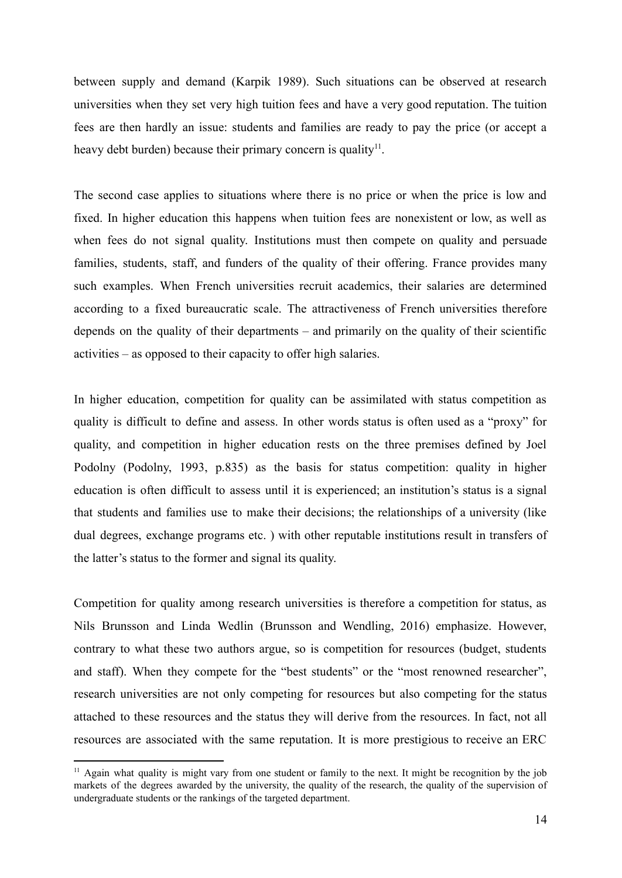between supply and demand (Karpik 1989). Such situations can be observed at research universities when they set very high tuition fees and have a very good reputation. The tuition fees are then hardly an issue: students and families are ready to pay the price (or accept a heavy debt burden) because their primary concern is quality[11].

The second case applies to situations where there is no price or when the price is low and fixed. In higher education this happens when tuition fees are nonexistent or low, as well as when fees do not signal quality. Institutions must then compete on quality and persuade families, students, staff, and funders of the quality of their offering. France provides many such examples. When French universities recruit academics, their salaries are determined according to a fixed bureaucratic scale. The attractiveness of French universities therefore depends on the quality of their departments – and primarily on the quality of their scientific activities – as opposed to their capacity to offer high salaries.

In higher education, competition for quality can be assimilated with status competition as quality is difficult to define and assess. In other words status is often used as a "proxy" for quality, and competition in higher education rests on the three premises defined by Joel Podolny (Podolny, 1993, p.835) as the basis for status competition: quality in higher education is often difficult to assess until it is experienced; an institution's status is a signal that students and families use to make their decisions; the relationships of a university (like dual degrees, exchange programs etc. ) with other reputable institutions result in transfers of the latter's status to the former and signal its quality.

Competition for quality among research universities is therefore a competition for status, as Nils Brunsson and Linda Wedlin (Brunsson and Wendling, 2016) emphasize. However, contrary to what these two authors argue, so is competition for resources (budget, students and staff). When they compete for the "best students" or the "most renowned researcher", research universities are not only competing for resources but also competing for the status attached to these resources and the status they will derive from the resources. In fact, not all resources are associated with the same reputation. It is more prestigious to receive an ERC

[11] Again what quality is might vary from one student or family to the next. It might be recognition by the job markets of the degrees awarded by the university, the quality of the research, the quality of the supervision of undergraduate students or the rankings of the targeted department.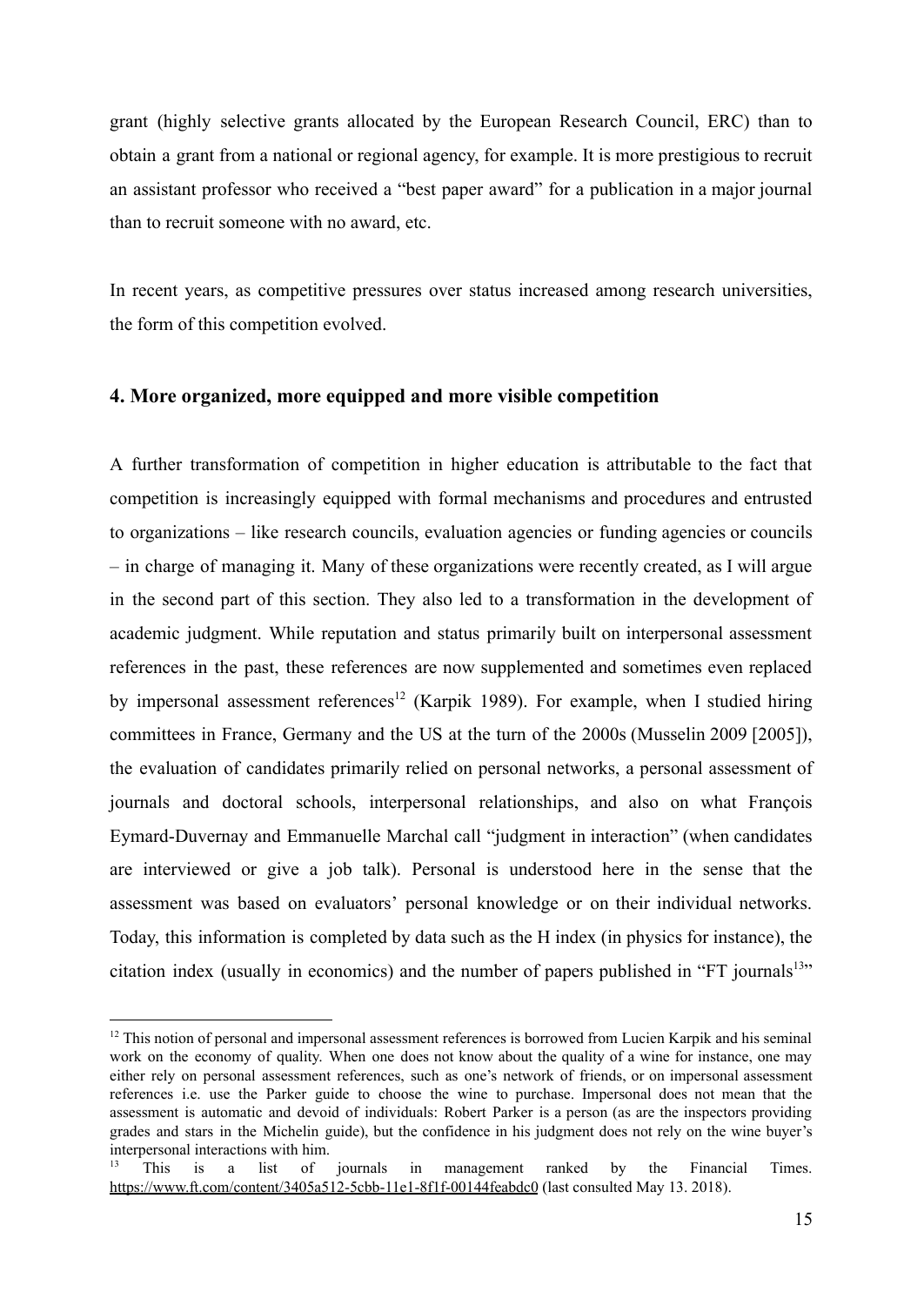grant (highly selective grants allocated by the European Research Council, ERC) than to obtain a grant from a national or regional agency, for example. It is more prestigious to recruit an assistant professor who received a "best paper award" for a publication in a major journal than to recruit someone with no award, etc.

In recent years, as competitive pressures over status increased among research universities, the form of this competition evolved.

## 4. More organized, more equipped and more visible competition

A further transformation of competition in higher education is attributable to the fact that competition is increasingly equipped with formal mechanisms and procedures and entrusted to organizations – like research councils, evaluation agencies or funding agencies or councils – in charge of managing it. Many of these organizations were recently created, as I will argue in the second part of this section. They also led to a transformation in the development of academic judgment. While reputation and status primarily built on interpersonal assessment references in the past, these references are now supplemented and sometimes even replaced by impersonal assessment references[12] (Karpik 1989). For example, when I studied hiring committees in France, Germany and the US at the turn of the 2000s (Musselin 2009 [2005]), the evaluation of candidates primarily relied on personal networks, a personal assessment of journals and doctoral schools, interpersonal relationships, and also on what François Eymard-Duvernay and Emmanuelle Marchal call "judgment in interaction" (when candidates are interviewed or give a job talk). Personal is understood here in the sense that the assessment was based on evaluators' personal knowledge or on their individual networks. Today, this information is completed by data such as the H index (in physics for instance), the citation index (usually in economics) and the number of papers published in "FT journals[13]"

---

[12] This notion of personal and impersonal assessment references is borrowed from Lucien Karpik and his seminal work on the economy of quality. When one does not know about the quality of a wine for instance, one may either rely on personal assessment references, such as one's network of friends, or on impersonal assessment references i.e. use the Parker guide to choose the wine to purchase. Impersonal does not mean that the assessment is automatic and devoid of individuals: Robert Parker is a person (as are the inspectors providing grades and stars in the Michelin guide), but the confidence in his judgment does not rely on the wine buyer's interpersonal interactions with him.

[13] This is a list of journals in management ranked by the Financial Times. https://www.ft.com/content/3405a512-5cbb-11e1-8f1f-00144feabdc0 (last consulted May 13. 2018).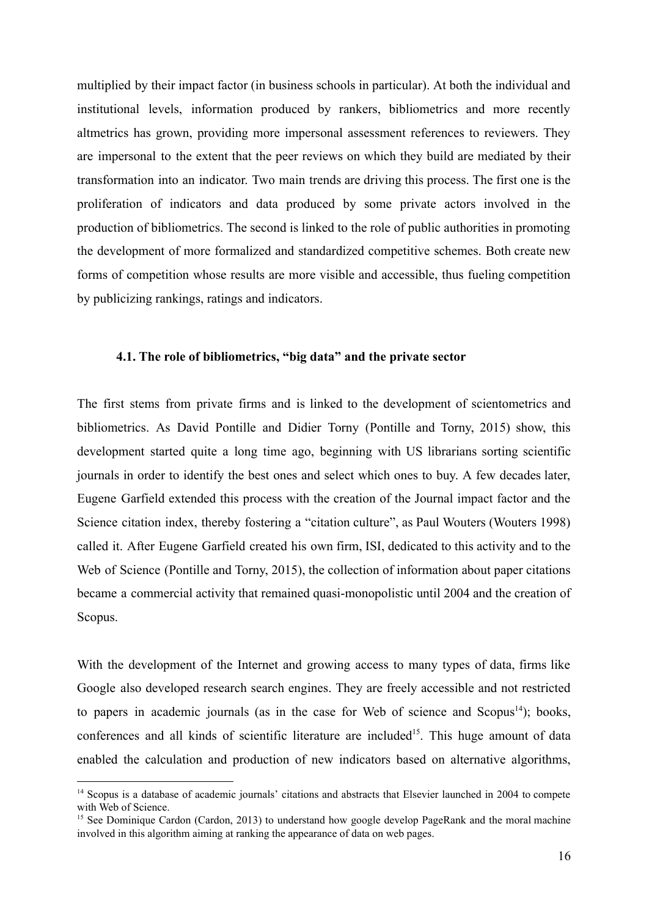multiplied by their impact factor (in business schools in particular). At both the individual and institutional levels, information produced by rankers, bibliometrics and more recently altmetrics has grown, providing more impersonal assessment references to reviewers. They are impersonal to the extent that the peer reviews on which they build are mediated by their transformation into an indicator. Two main trends are driving this process. The first one is the proliferation of indicators and data produced by some private actors involved in the production of bibliometrics. The second is linked to the role of public authorities in promoting the development of more formalized and standardized competitive schemes. Both create new forms of competition whose results are more visible and accessible, thus fueling competition by publicizing rankings, ratings and indicators.

### 4.1. The role of bibliometrics, "big data" and the private sector

The first stems from private firms and is linked to the development of scientometrics and bibliometrics. As David Pontille and Didier Torny (Pontille and Torny, 2015) show, this development started quite a long time ago, beginning with US librarians sorting scientific journals in order to identify the best ones and select which ones to buy. A few decades later, Eugene Garfield extended this process with the creation of the Journal impact factor and the Science citation index, thereby fostering a "citation culture", as Paul Wouters (Wouters 1998) called it. After Eugene Garfield created his own firm, ISI, dedicated to this activity and to the Web of Science (Pontille and Torny, 2015), the collection of information about paper citations became a commercial activity that remained quasi-monopolistic until 2004 and the creation of Scopus.

With the development of the Internet and growing access to many types of data, firms like Google also developed research search engines. They are freely accessible and not restricted to papers in academic journals (as in the case for Web of science and Scopus[14]); books, conferences and all kinds of scientific literature are included[15]. This huge amount of data enabled the calculation and production of new indicators based on alternative algorithms,

[14] Scopus is a database of academic journals' citations and abstracts that Elsevier launched in 2004 to compete with Web of Science.

[15] See Dominique Cardon (Cardon, 2013) to understand how google develop PageRank and the moral machine involved in this algorithm aiming at ranking the appearance of data on web pages.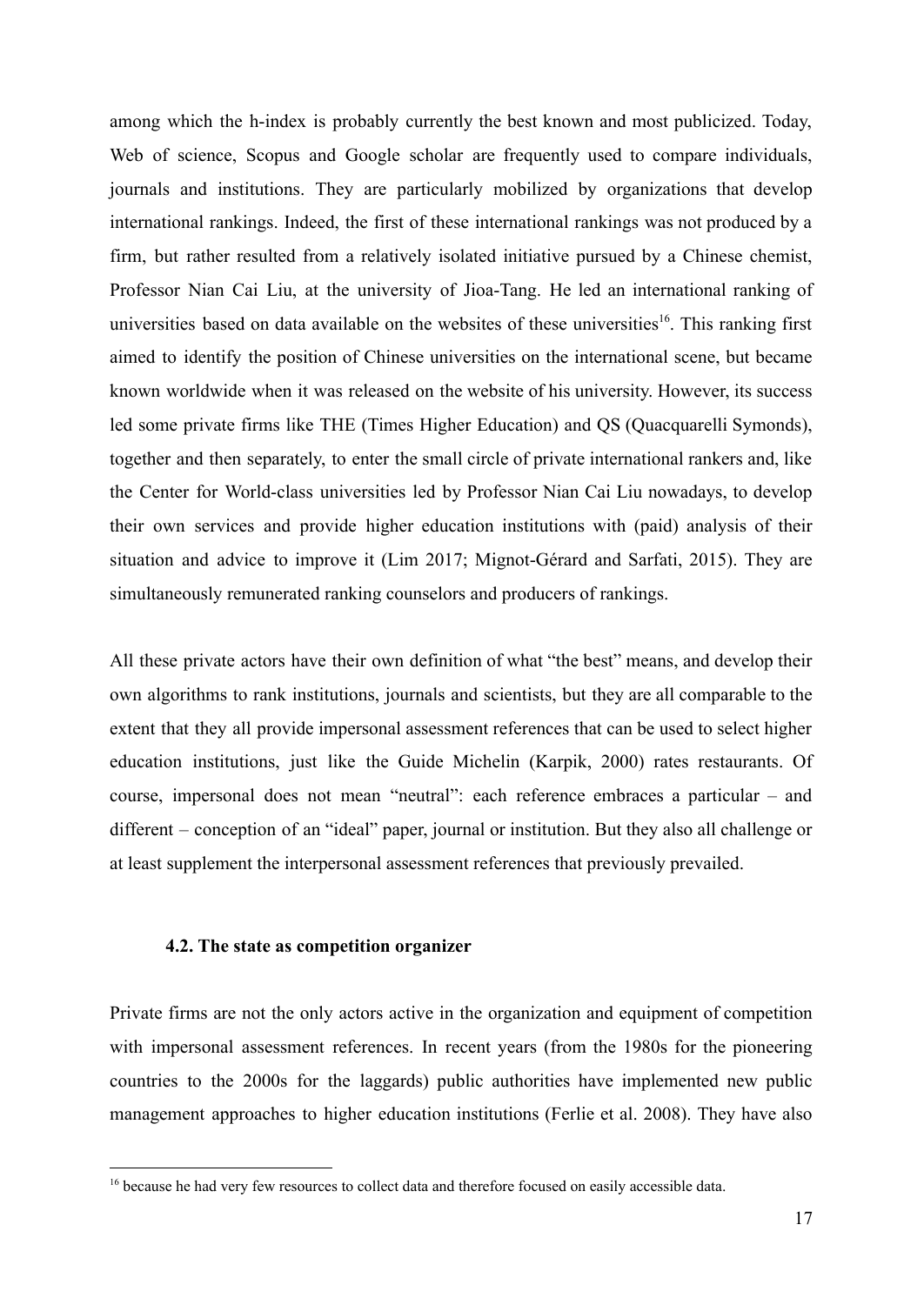among which the h-index is probably currently the best known and most publicized. Today, Web of science, Scopus and Google scholar are frequently used to compare individuals, journals and institutions. They are particularly mobilized by organizations that develop international rankings. Indeed, the first of these international rankings was not produced by a firm, but rather resulted from a relatively isolated initiative pursued by a Chinese chemist, Professor Nian Cai Liu, at the university of Jioa-Tang. He led an international ranking of universities based on data available on the websites of these universities[16]. This ranking first aimed to identify the position of Chinese universities on the international scene, but became known worldwide when it was released on the website of his university. However, its success led some private firms like THE (Times Higher Education) and QS (Quacquarelli Symonds), together and then separately, to enter the small circle of private international rankers and, like the Center for World-class universities led by Professor Nian Cai Liu nowadays, to develop their own services and provide higher education institutions with (paid) analysis of their situation and advice to improve it (Lim 2017; Mignot-Gérard and Sarfati, 2015). They are simultaneously remunerated ranking counselors and producers of rankings.

All these private actors have their own definition of what "the best" means, and develop their own algorithms to rank institutions, journals and scientists, but they are all comparable to the extent that they all provide impersonal assessment references that can be used to select higher education institutions, just like the Guide Michelin (Karpik, 2000) rates restaurants. Of course, impersonal does not mean "neutral": each reference embraces a particular – and different – conception of an "ideal" paper, journal or institution. But they also all challenge or at least supplement the interpersonal assessment references that previously prevailed.

### 4.2. The state as competition organizer

Private firms are not the only actors active in the organization and equipment of competition with impersonal assessment references. In recent years (from the 1980s for the pioneering countries to the 2000s for the laggards) public authorities have implemented new public management approaches to higher education institutions (Ferlie et al. 2008). They have also

[16] because he had very few resources to collect data and therefore focused on easily accessible data.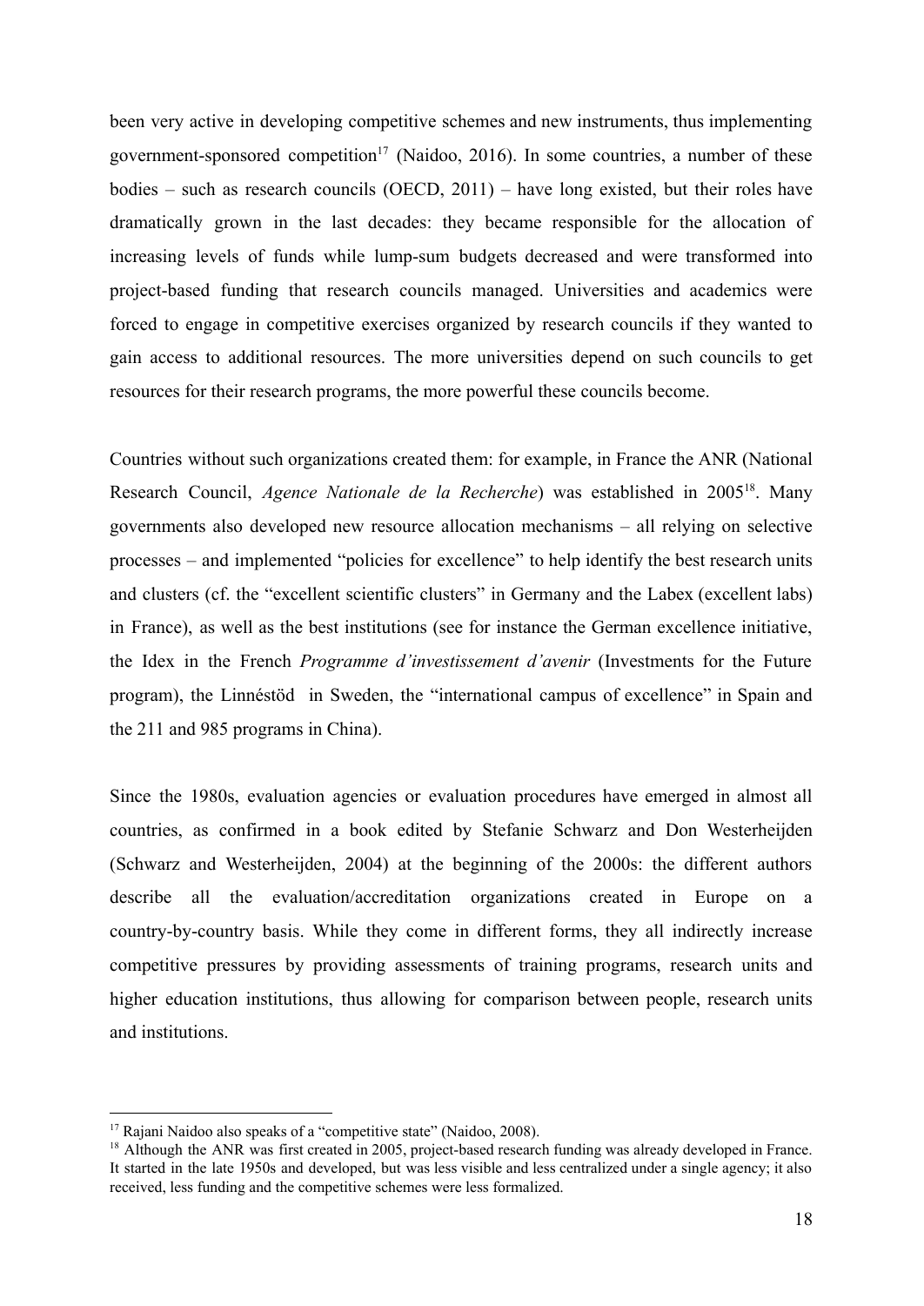been very active in developing competitive schemes and new instruments, thus implementing government-sponsored competition[17] (Naidoo, 2016). In some countries, a number of these bodies – such as research councils (OECD, 2011) – have long existed, but their roles have dramatically grown in the last decades: they became responsible for the allocation of increasing levels of funds while lump-sum budgets decreased and were transformed into project-based funding that research councils managed. Universities and academics were forced to engage in competitive exercises organized by research councils if they wanted to gain access to additional resources. The more universities depend on such councils to get resources for their research programs, the more powerful these councils become.

Countries without such organizations created them: for example, in France the ANR (National Research Council, *Agence Nationale de la Recherche*) was established in 2005[18]. Many governments also developed new resource allocation mechanisms – all relying on selective processes – and implemented "policies for excellence" to help identify the best research units and clusters (cf. the "excellent scientific clusters" in Germany and the Labex (excellent labs) in France), as well as the best institutions (see for instance the German excellence initiative, the Idex in the French *Programme d'investissement d'avenir* (Investments for the Future program), the Linnéstöd in Sweden, the "international campus of excellence" in Spain and the 211 and 985 programs in China).

Since the 1980s, evaluation agencies or evaluation procedures have emerged in almost all countries, as confirmed in a book edited by Stefanie Schwarz and Don Westerheijden (Schwarz and Westerheijden, 2004) at the beginning of the 2000s: the different authors describe all the evaluation/accreditation organizations created in Europe on a country-by-country basis. While they come in different forms, they all indirectly increase competitive pressures by providing assessments of training programs, research units and higher education institutions, thus allowing for comparison between people, research units and institutions.

---

[17] Rajani Naidoo also speaks of a "competitive state" (Naidoo, 2008).

[18] Although the ANR was first created in 2005, project-based research funding was already developed in France. It started in the late 1950s and developed, but was less visible and less centralized under a single agency; it also received, less funding and the competitive schemes were less formalized.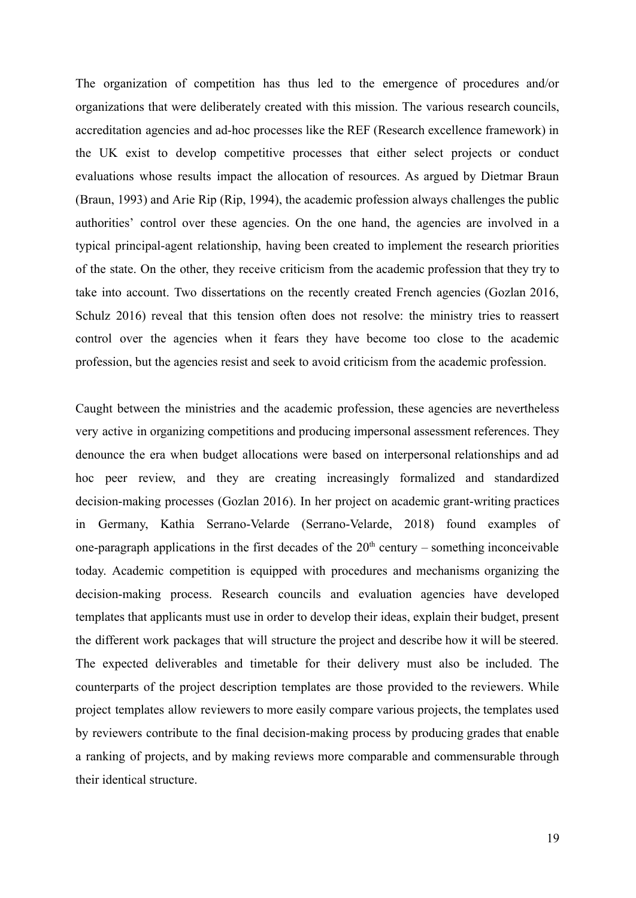The organization of competition has thus led to the emergence of procedures and/or organizations that were deliberately created with this mission. The various research councils, accreditation agencies and ad-hoc processes like the REF (Research excellence framework) in the UK exist to develop competitive processes that either select projects or conduct evaluations whose results impact the allocation of resources. As argued by Dietmar Braun (Braun, 1993) and Arie Rip (Rip, 1994), the academic profession always challenges the public authorities' control over these agencies. On the one hand, the agencies are involved in a typical principal-agent relationship, having been created to implement the research priorities of the state. On the other, they receive criticism from the academic profession that they try to take into account. Two dissertations on the recently created French agencies (Gozlan 2016, Schulz 2016) reveal that this tension often does not resolve: the ministry tries to reassert control over the agencies when it fears they have become too close to the academic profession, but the agencies resist and seek to avoid criticism from the academic profession.

Caught between the ministries and the academic profession, these agencies are nevertheless very active in organizing competitions and producing impersonal assessment references. They denounce the era when budget allocations were based on interpersonal relationships and ad hoc peer review, and they are creating increasingly formalized and standardized decision-making processes (Gozlan 2016). In her project on academic grant-writing practices in Germany, Kathia Serrano-Velarde (Serrano-Velarde, 2018) found examples of one-paragraph applications in the first decades of the 20th century – something inconceivable today. Academic competition is equipped with procedures and mechanisms organizing the decision-making process. Research councils and evaluation agencies have developed templates that applicants must use in order to develop their ideas, explain their budget, present the different work packages that will structure the project and describe how it will be steered. The expected deliverables and timetable for their delivery must also be included. The counterparts of the project description templates are those provided to the reviewers. While project templates allow reviewers to more easily compare various projects, the templates used by reviewers contribute to the final decision-making process by producing grades that enable a ranking of projects, and by making reviews more comparable and commensurable through their identical structure.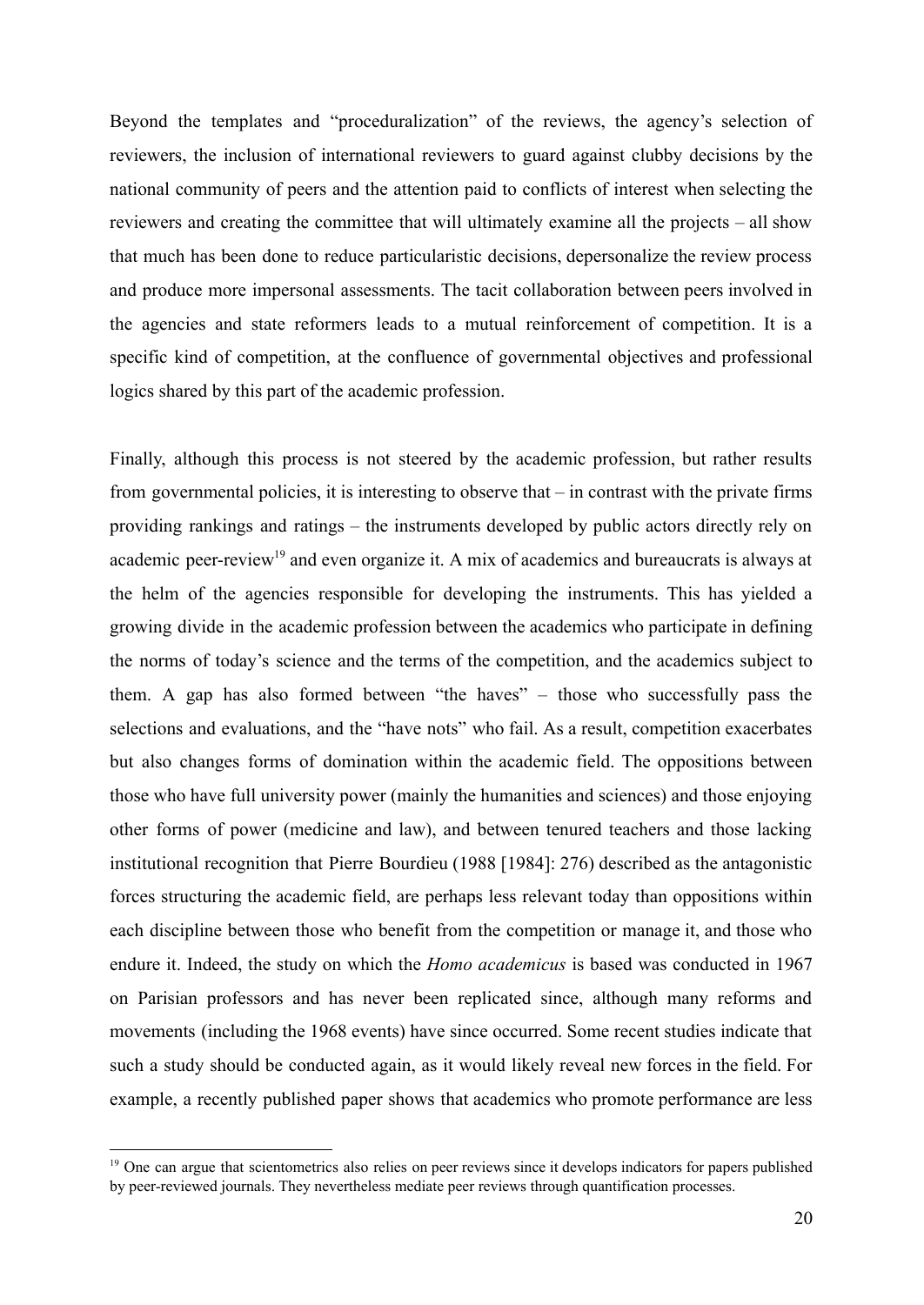Beyond the templates and "proceduralization" of the reviews, the agency's selection of reviewers, the inclusion of international reviewers to guard against clubby decisions by the national community of peers and the attention paid to conflicts of interest when selecting the reviewers and creating the committee that will ultimately examine all the projects – all show that much has been done to reduce particularistic decisions, depersonalize the review process and produce more impersonal assessments. The tacit collaboration between peers involved in the agencies and state reformers leads to a mutual reinforcement of competition. It is a specific kind of competition, at the confluence of governmental objectives and professional logics shared by this part of the academic profession.

Finally, although this process is not steered by the academic profession, but rather results from governmental policies, it is interesting to observe that – in contrast with the private firms providing rankings and ratings – the instruments developed by public actors directly rely on academic peer-review[19] and even organize it. A mix of academics and bureaucrats is always at the helm of the agencies responsible for developing the instruments. This has yielded a growing divide in the academic profession between the academics who participate in defining the norms of today's science and the terms of the competition, and the academics subject to them. A gap has also formed between "the haves" – those who successfully pass the selections and evaluations, and the "have nots" who fail. As a result, competition exacerbates but also changes forms of domination within the academic field. The oppositions between those who have full university power (mainly the humanities and sciences) and those enjoying other forms of power (medicine and law), and between tenured teachers and those lacking institutional recognition that Pierre Bourdieu (1988 [1984]: 276) described as the antagonistic forces structuring the academic field, are perhaps less relevant today than oppositions within each discipline between those who benefit from the competition or manage it, and those who endure it. Indeed, the study on which the *Homo academicus* is based was conducted in 1967 on Parisian professors and has never been replicated since, although many reforms and movements (including the 1968 events) have since occurred. Some recent studies indicate that such a study should be conducted again, as it would likely reveal new forces in the field. For example, a recently published paper shows that academics who promote performance are less

[19] One can argue that scientometrics also relies on peer reviews since it develops indicators for papers published by peer-reviewed journals. They nevertheless mediate peer reviews through quantification processes.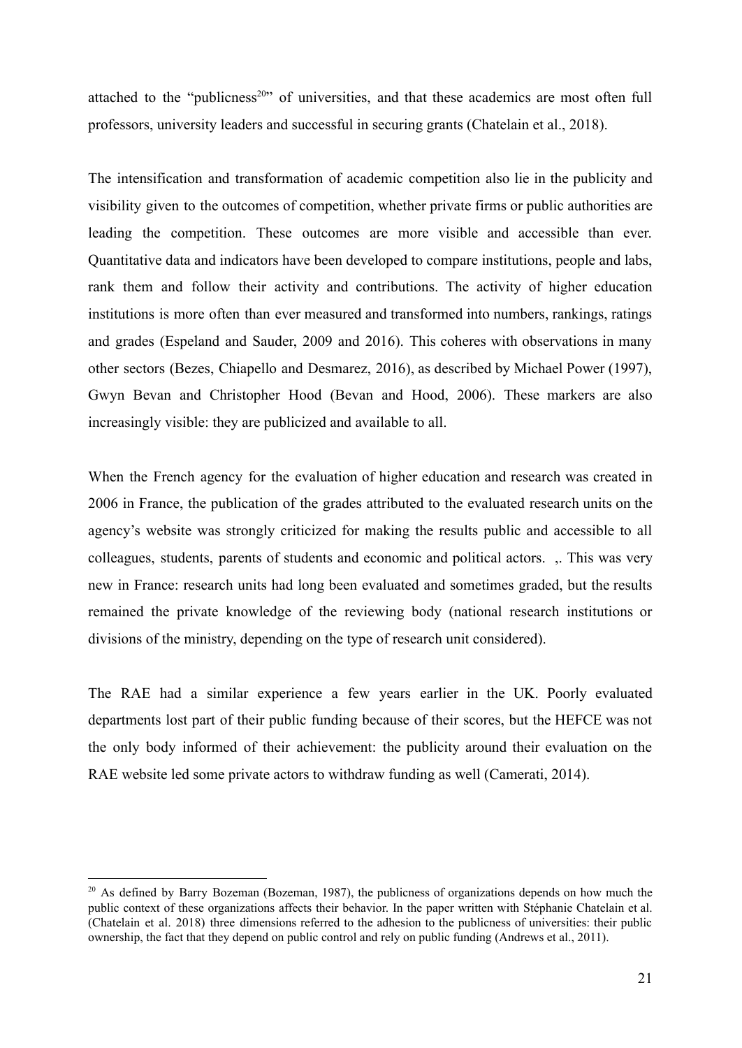attached to the "publicness[20]" of universities, and that these academics are most often full professors, university leaders and successful in securing grants (Chatelain et al., 2018).

The intensification and transformation of academic competition also lie in the publicity and visibility given to the outcomes of competition, whether private firms or public authorities are leading the competition. These outcomes are more visible and accessible than ever. Quantitative data and indicators have been developed to compare institutions, people and labs, rank them and follow their activity and contributions. The activity of higher education institutions is more often than ever measured and transformed into numbers, rankings, ratings and grades (Espeland and Sauder, 2009 and 2016). This coheres with observations in many other sectors (Bezes, Chiapello and Desmarez, 2016), as described by Michael Power (1997), Gwyn Bevan and Christopher Hood (Bevan and Hood, 2006). These markers are also increasingly visible: they are publicized and available to all.

When the French agency for the evaluation of higher education and research was created in 2006 in France, the publication of the grades attributed to the evaluated research units on the agency's website was strongly criticized for making the results public and accessible to all colleagues, students, parents of students and economic and political actors. ,. This was very new in France: research units had long been evaluated and sometimes graded, but the results remained the private knowledge of the reviewing body (national research institutions or divisions of the ministry, depending on the type of research unit considered).

The RAE had a similar experience a few years earlier in the UK. Poorly evaluated departments lost part of their public funding because of their scores, but the HEFCE was not the only body informed of their achievement: the publicity around their evaluation on the RAE website led some private actors to withdraw funding as well (Camerati, 2014).

---

[20] As defined by Barry Bozeman (Bozeman, 1987), the publicness of organizations depends on how much the public context of these organizations affects their behavior. In the paper written with Stéphanie Chatelain et al. (Chatelain et al. 2018) three dimensions referred to the adhesion to the publicness of universities: their public ownership, the fact that they depend on public control and rely on public funding (Andrews et al., 2011).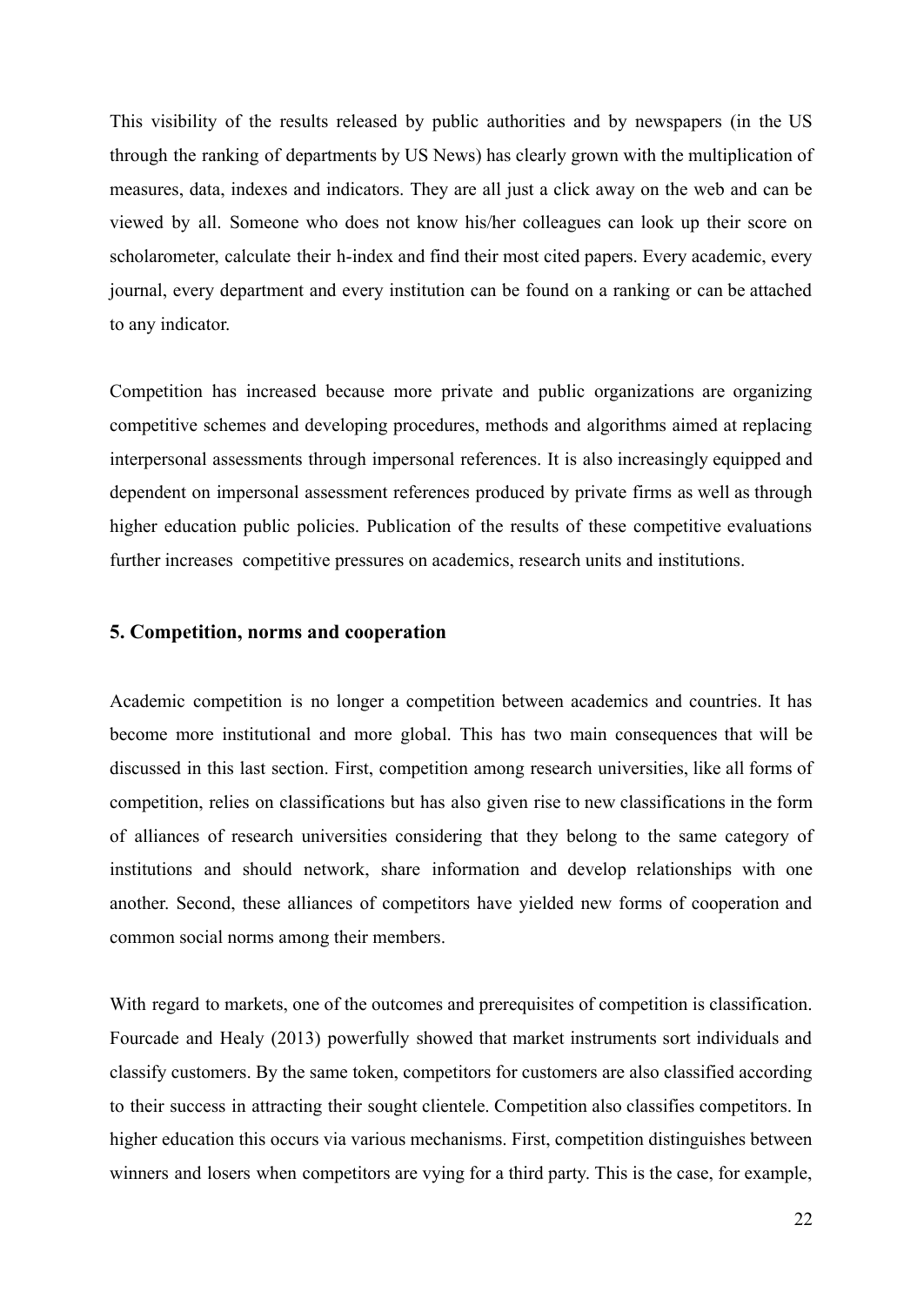This visibility of the results released by public authorities and by newspapers (in the US through the ranking of departments by US News) has clearly grown with the multiplication of measures, data, indexes and indicators. They are all just a click away on the web and can be viewed by all. Someone who does not know his/her colleagues can look up their score on scholarometer, calculate their h-index and find their most cited papers. Every academic, every journal, every department and every institution can be found on a ranking or can be attached to any indicator.

Competition has increased because more private and public organizations are organizing competitive schemes and developing procedures, methods and algorithms aimed at replacing interpersonal assessments through impersonal references. It is also increasingly equipped and dependent on impersonal assessment references produced by private firms as well as through higher education public policies. Publication of the results of these competitive evaluations further increases competitive pressures on academics, research units and institutions.

## 5. Competition, norms and cooperation

Academic competition is no longer a competition between academics and countries. It has become more institutional and more global. This has two main consequences that will be discussed in this last section. First, competition among research universities, like all forms of competition, relies on classifications but has also given rise to new classifications in the form of alliances of research universities considering that they belong to the same category of institutions and should network, share information and develop relationships with one another. Second, these alliances of competitors have yielded new forms of cooperation and common social norms among their members.

With regard to markets, one of the outcomes and prerequisites of competition is classification. Fourcade and Healy (2013) powerfully showed that market instruments sort individuals and classify customers. By the same token, competitors for customers are also classified according to their success in attracting their sought clientele. Competition also classifies competitors. In higher education this occurs via various mechanisms. First, competition distinguishes between winners and losers when competitors are vying for a third party. This is the case, for example,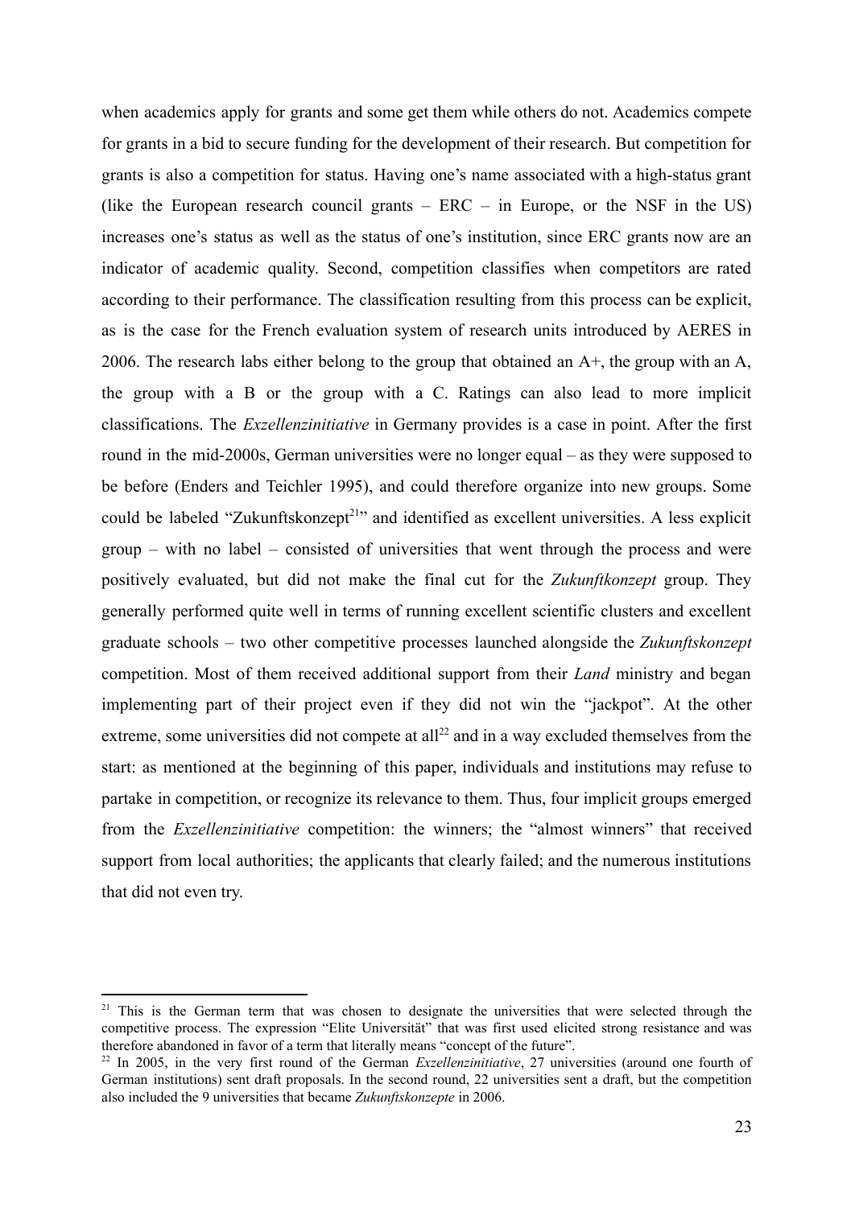when academics apply for grants and some get them while others do not. Academics compete for grants in a bid to secure funding for the development of their research. But competition for grants is also a competition for status. Having one's name associated with a high-status grant (like the European research council grants – ERC – in Europe, or the NSF in the US) increases one's status as well as the status of one's institution, since ERC grants now are an indicator of academic quality. Second, competition classifies when competitors are rated according to their performance. The classification resulting from this process can be explicit, as is the case for the French evaluation system of research units introduced by AERES in 2006. The research labs either belong to the group that obtained an A+, the group with an A, the group with a B or the group with a C. Ratings can also lead to more implicit classifications. The *Exzellenzinitiative* in Germany provides is a case in point. After the first round in the mid-2000s, German universities were no longer equal – as they were supposed to be before (Enders and Teichler 1995), and could therefore organize into new groups. Some could be labeled "Zukunftskonzept[21]" and identified as excellent universities. A less explicit group – with no label – consisted of universities that went through the process and were positively evaluated, but did not make the final cut for the *Zukunftkonzept* group. They generally performed quite well in terms of running excellent scientific clusters and excellent graduate schools – two other competitive processes launched alongside the *Zukunftskonzept* competition. Most of them received additional support from their *Land* ministry and began implementing part of their project even if they did not win the "jackpot". At the other extreme, some universities did not compete at all[22] and in a way excluded themselves from the start: as mentioned at the beginning of this paper, individuals and institutions may refuse to partake in competition, or recognize its relevance to them. Thus, four implicit groups emerged from the *Exzellenzinitiative* competition: the winners; the "almost winners" that received support from local authorities; the applicants that clearly failed; and the numerous institutions that did not even try.

---

[21] This is the German term that was chosen to designate the universities that were selected through the competitive process. The expression "Elite Universität" that was first used elicited strong resistance and was therefore abandoned in favor of a term that literally means "concept of the future".

[22] In 2005, in the very first round of the German *Exzellenzinitiative*, 27 universities (around one fourth of German institutions) sent draft proposals. In the second round, 22 universities sent a draft, but the competition also included the 9 universities that became *Zukunftskonzepte* in 2006.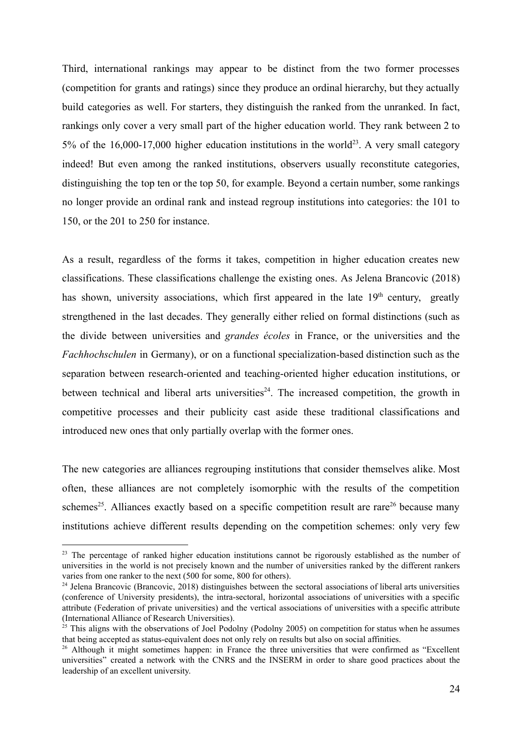Third, international rankings may appear to be distinct from the two former processes (competition for grants and ratings) since they produce an ordinal hierarchy, but they actually build categories as well. For starters, they distinguish the ranked from the unranked. In fact, rankings only cover a very small part of the higher education world. They rank between 2 to 5% of the 16,000-17,000 higher education institutions in the world[23]. A very small category indeed! But even among the ranked institutions, observers usually reconstitute categories, distinguishing the top ten or the top 50, for example. Beyond a certain number, some rankings no longer provide an ordinal rank and instead regroup institutions into categories: the 101 to 150, or the 201 to 250 for instance.

As a result, regardless of the forms it takes, competition in higher education creates new classifications. These classifications challenge the existing ones. As Jelena Brancovic (2018) has shown, university associations, which first appeared in the late 19th century, greatly strengthened in the last decades. They generally either relied on formal distinctions (such as the divide between universities and *grandes écoles* in France, or the universities and the *Fachhochschulen* in Germany), or on a functional specialization-based distinction such as the separation between research-oriented and teaching-oriented higher education institutions, or between technical and liberal arts universities[24]. The increased competition, the growth in competitive processes and their publicity cast aside these traditional classifications and introduced new ones that only partially overlap with the former ones.

The new categories are alliances regrouping institutions that consider themselves alike. Most often, these alliances are not completely isomorphic with the results of the competition schemes[25]. Alliances exactly based on a specific competition result are rare[26] because many institutions achieve different results depending on the competition schemes: only very few

---

[23] The percentage of ranked higher education institutions cannot be rigorously established as the number of universities in the world is not precisely known and the number of universities ranked by the different rankers varies from one ranker to the next (500 for some, 800 for others).

[24] Jelena Brancovic (Brancovic, 2018) distinguishes between the sectoral associations of liberal arts universities (conference of University presidents), the intra-sectoral, horizontal associations of universities with a specific attribute (Federation of private universities) and the vertical associations of universities with a specific attribute (International Alliance of Research Universities).

[25] This aligns with the observations of Joel Podolny (Podolny 2005) on competition for status when he assumes that being accepted as status-equivalent does not only rely on results but also on social affinities.

[26] Although it might sometimes happen: in France the three universities that were confirmed as "Excellent universities" created a network with the CNRS and the INSERM in order to share good practices about the leadership of an excellent university.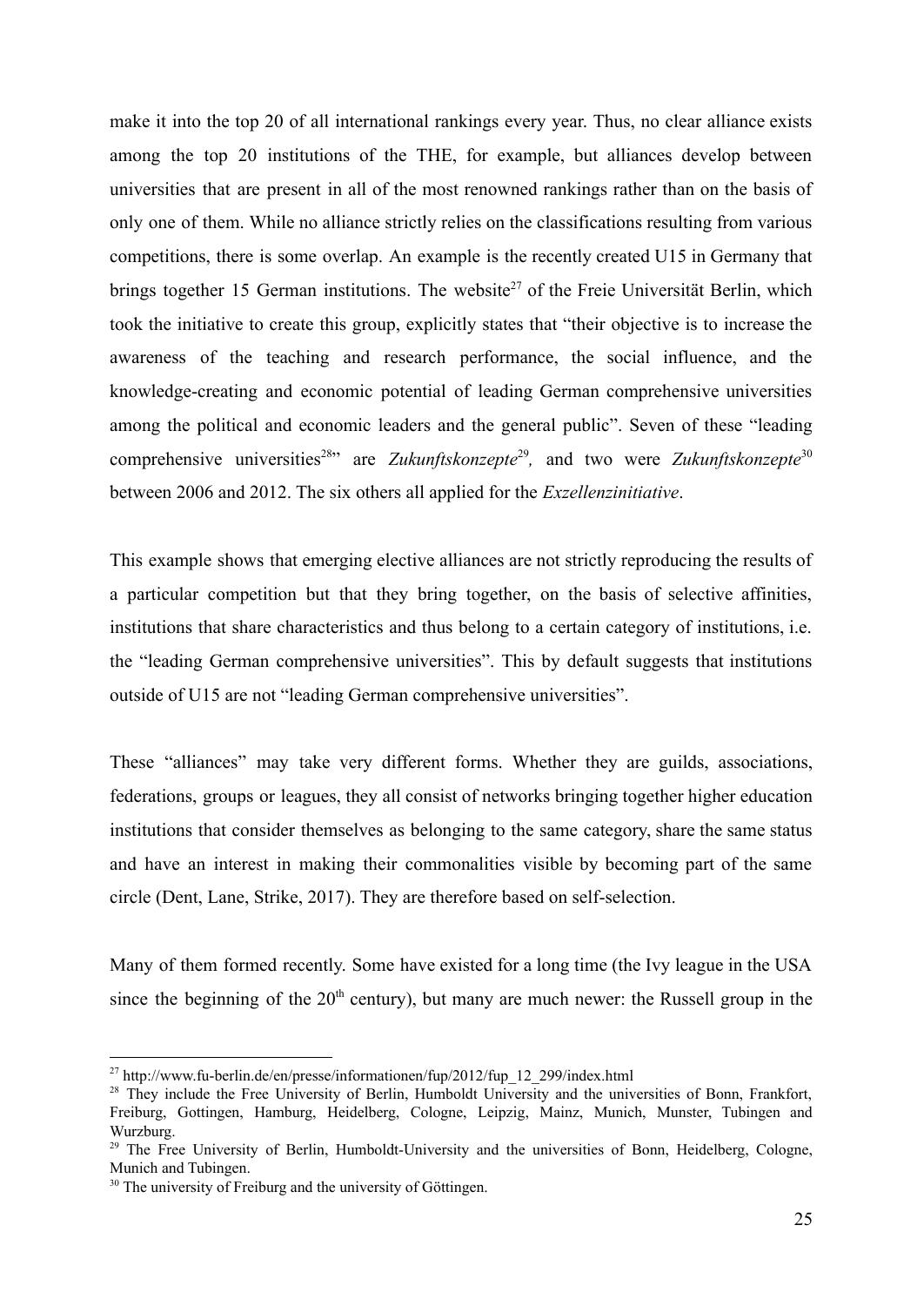make it into the top 20 of all international rankings every year. Thus, no clear alliance exists among the top 20 institutions of the THE, for example, but alliances develop between universities that are present in all of the most renowned rankings rather than on the basis of only one of them. While no alliance strictly relies on the classifications resulting from various competitions, there is some overlap. An example is the recently created U15 in Germany that brings together 15 German institutions. The website[27] of the Freie Universität Berlin, which took the initiative to create this group, explicitly states that "their objective is to increase the awareness of the teaching and research performance, the social influence, and the knowledge-creating and economic potential of leading German comprehensive universities among the political and economic leaders and the general public". Seven of these "leading comprehensive universities[28]" are *Zukunftskonzepte*[29], and two were *Zukunftskonzepte*[30] between 2006 and 2012. The six others all applied for the *Exzellenzinitiative*.

This example shows that emerging elective alliances are not strictly reproducing the results of a particular competition but that they bring together, on the basis of selective affinities, institutions that share characteristics and thus belong to a certain category of institutions, i.e. the "leading German comprehensive universities". This by default suggests that institutions outside of U15 are not "leading German comprehensive universities".

These "alliances" may take very different forms. Whether they are guilds, associations, federations, groups or leagues, they all consist of networks bringing together higher education institutions that consider themselves as belonging to the same category, share the same status and have an interest in making their commonalities visible by becoming part of the same circle (Dent, Lane, Strike, 2017). They are therefore based on self-selection.

Many of them formed recently. Some have existed for a long time (the Ivy league in the USA since the beginning of the 20th century), but many are much newer: the Russell group in the

---

[27] http://www.fu-berlin.de/en/presse/informationen/fup/2012/fup_12_299/index.html

[28] They include the Free University of Berlin, Humboldt University and the universities of Bonn, Frankfort, Freiburg, Gottingen, Hamburg, Heidelberg, Cologne, Leipzig, Mainz, Munich, Munster, Tubingen and Wurzburg.

[29] The Free University of Berlin, Humboldt-University and the universities of Bonn, Heidelberg, Cologne, Munich and Tubingen.

[30] The university of Freiburg and the university of Göttingen.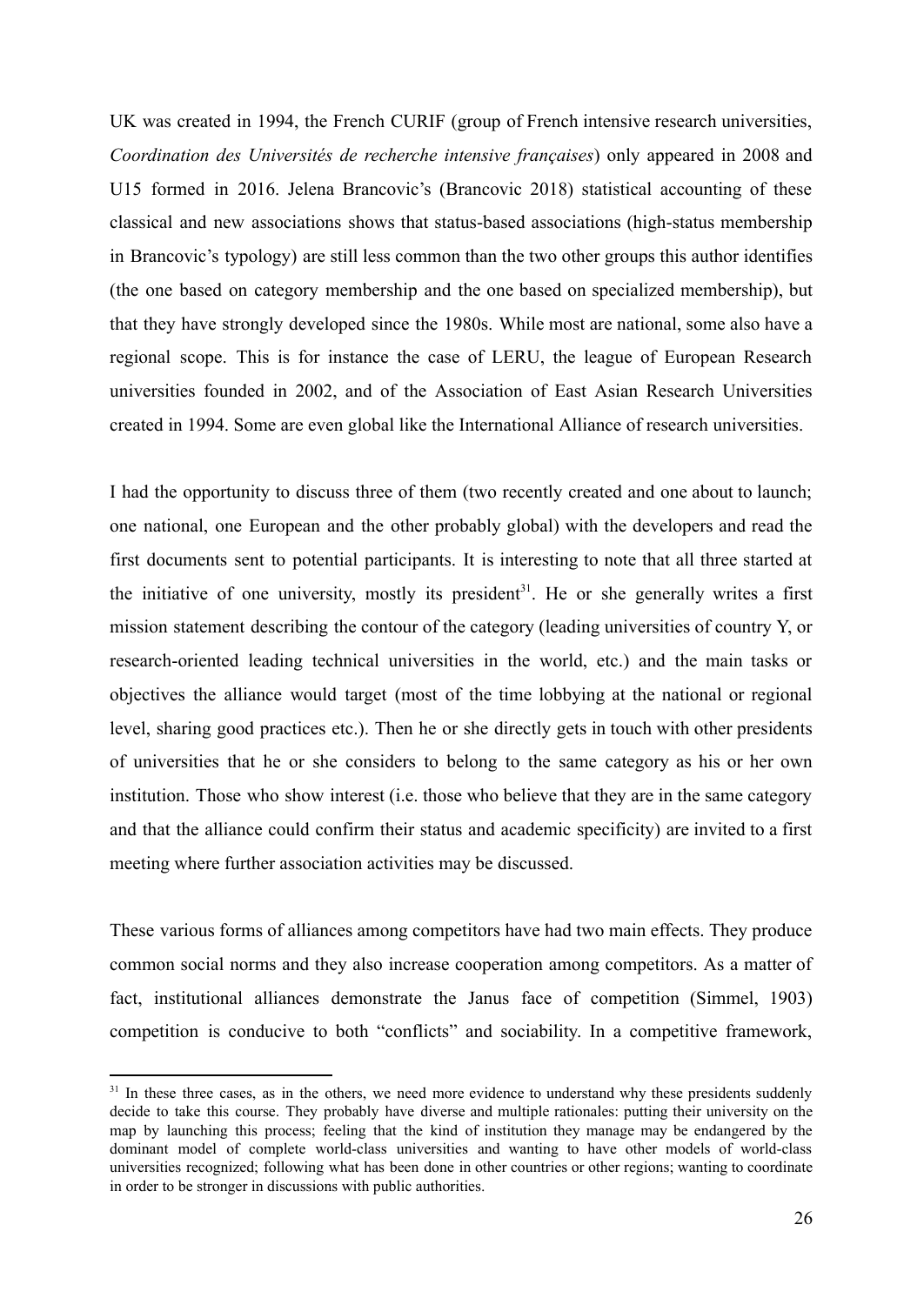UK was created in 1994, the French CURIF (group of French intensive research universities, *Coordination des Universités de recherche intensive françaises*) only appeared in 2008 and U15 formed in 2016. Jelena Brancovic's (Brancovic 2018) statistical accounting of these classical and new associations shows that status-based associations (high-status membership in Brancovic's typology) are still less common than the two other groups this author identifies (the one based on category membership and the one based on specialized membership), but that they have strongly developed since the 1980s. While most are national, some also have a regional scope. This is for instance the case of LERU, the league of European Research universities founded in 2002, and of the Association of East Asian Research Universities created in 1994. Some are even global like the International Alliance of research universities.

I had the opportunity to discuss three of them (two recently created and one about to launch; one national, one European and the other probably global) with the developers and read the first documents sent to potential participants. It is interesting to note that all three started at the initiative of one university, mostly its president[31]. He or she generally writes a first mission statement describing the contour of the category (leading universities of country Y, or research-oriented leading technical universities in the world, etc.) and the main tasks or objectives the alliance would target (most of the time lobbying at the national or regional level, sharing good practices etc.). Then he or she directly gets in touch with other presidents of universities that he or she considers to belong to the same category as his or her own institution. Those who show interest (i.e. those who believe that they are in the same category and that the alliance could confirm their status and academic specificity) are invited to a first meeting where further association activities may be discussed.

These various forms of alliances among competitors have had two main effects. They produce common social norms and they also increase cooperation among competitors. As a matter of fact, institutional alliances demonstrate the Janus face of competition (Simmel, 1903) competition is conducive to both "conflicts" and sociability. In a competitive framework,

[31] In these three cases, as in the others, we need more evidence to understand why these presidents suddenly decide to take this course. They probably have diverse and multiple rationales: putting their university on the map by launching this process; feeling that the kind of institution they manage may be endangered by the dominant model of complete world-class universities and wanting to have other models of world-class universities recognized; following what has been done in other countries or other regions; wanting to coordinate in order to be stronger in discussions with public authorities.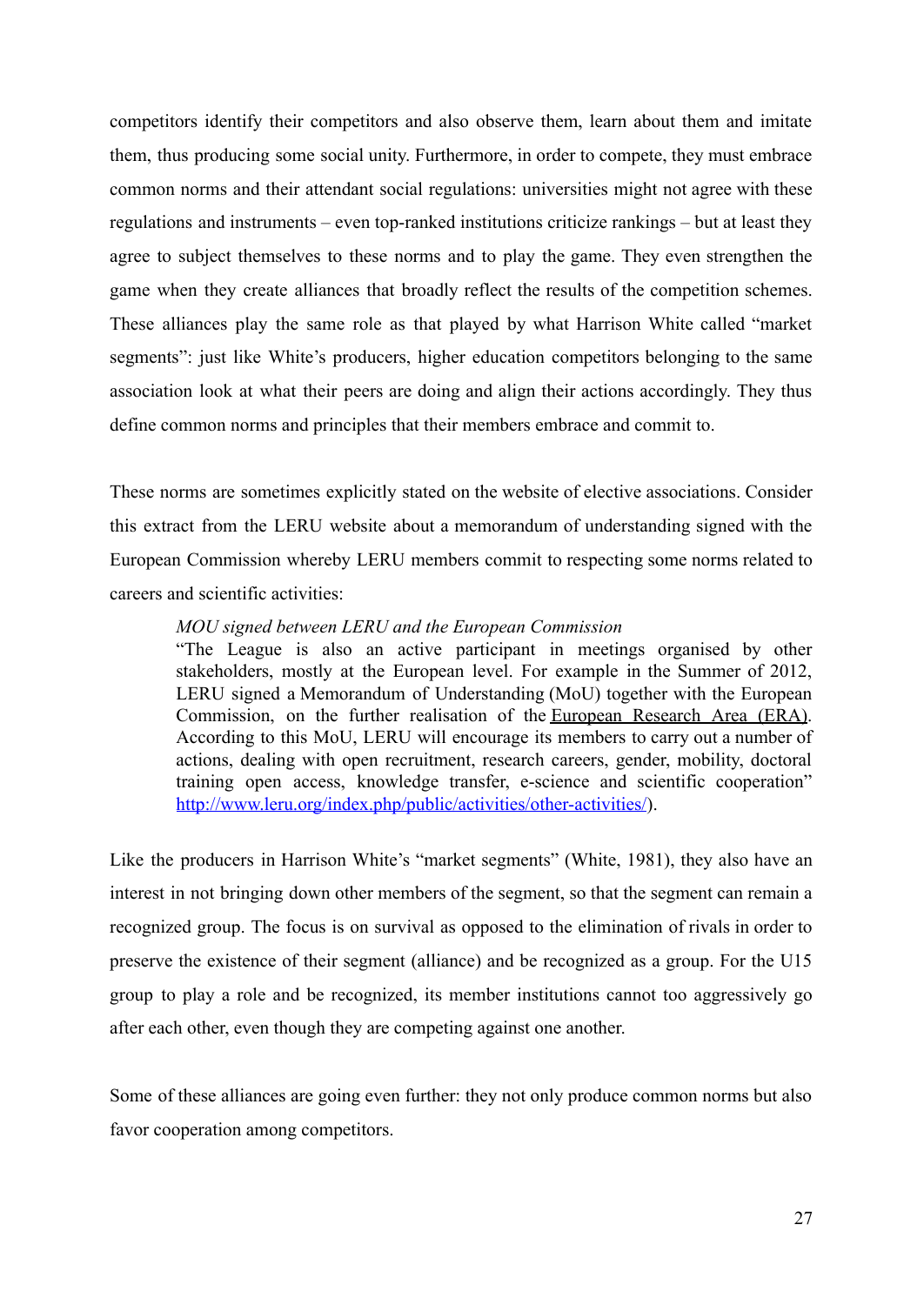competitors identify their competitors and also observe them, learn about them and imitate them, thus producing some social unity. Furthermore, in order to compete, they must embrace common norms and their attendant social regulations: universities might not agree with these regulations and instruments – even top-ranked institutions criticize rankings – but at least they agree to subject themselves to these norms and to play the game. They even strengthen the game when they create alliances that broadly reflect the results of the competition schemes. These alliances play the same role as that played by what Harrison White called "market segments": just like White's producers, higher education competitors belonging to the same association look at what their peers are doing and align their actions accordingly. They thus define common norms and principles that their members embrace and commit to.

These norms are sometimes explicitly stated on the website of elective associations. Consider this extract from the LERU website about a memorandum of understanding signed with the European Commission whereby LERU members commit to respecting some norms related to careers and scientific activities:

> *MOU signed between LERU and the European Commission*
> "The League is also an active participant in meetings organised by other stakeholders, mostly at the European level. For example in the Summer of 2012, LERU signed a Memorandum of Understanding (MoU) together with the European Commission, on the further realisation of the European Research Area (ERA). According to this MoU, LERU will encourage its members to carry out a number of actions, dealing with open recruitment, research careers, gender, mobility, doctoral training open access, knowledge transfer, e-science and scientific cooperation" http://www.leru.org/index.php/public/activities/other-activities/).

Like the producers in Harrison White's "market segments" (White, 1981), they also have an interest in not bringing down other members of the segment, so that the segment can remain a recognized group. The focus is on survival as opposed to the elimination of rivals in order to preserve the existence of their segment (alliance) and be recognized as a group. For the U15 group to play a role and be recognized, its member institutions cannot too aggressively go after each other, even though they are competing against one another.

Some of these alliances are going even further: they not only produce common norms but also favor cooperation among competitors.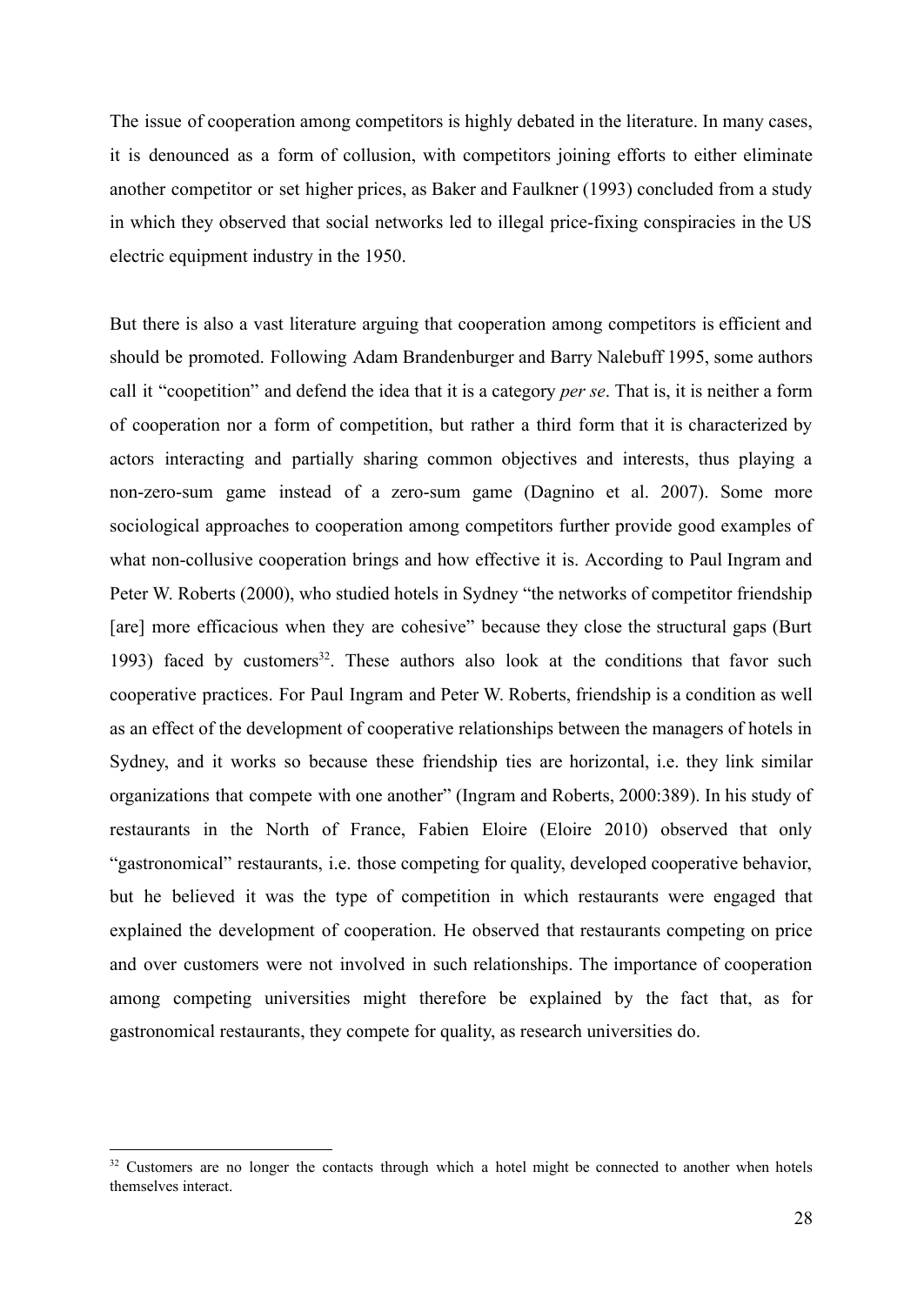The issue of cooperation among competitors is highly debated in the literature. In many cases, it is denounced as a form of collusion, with competitors joining efforts to either eliminate another competitor or set higher prices, as Baker and Faulkner (1993) concluded from a study in which they observed that social networks led to illegal price-fixing conspiracies in the US electric equipment industry in the 1950.

But there is also a vast literature arguing that cooperation among competitors is efficient and should be promoted. Following Adam Brandenburger and Barry Nalebuff 1995, some authors call it "coopetition" and defend the idea that it is a category *per se*. That is, it is neither a form of cooperation nor a form of competition, but rather a third form that it is characterized by actors interacting and partially sharing common objectives and interests, thus playing a non-zero-sum game instead of a zero-sum game (Dagnino et al. 2007). Some more sociological approaches to cooperation among competitors further provide good examples of what non-collusive cooperation brings and how effective it is. According to Paul Ingram and Peter W. Roberts (2000), who studied hotels in Sydney "the networks of competitor friendship [are] more efficacious when they are cohesive" because they close the structural gaps (Burt 1993) faced by customers[32]. These authors also look at the conditions that favor such cooperative practices. For Paul Ingram and Peter W. Roberts, friendship is a condition as well as an effect of the development of cooperative relationships between the managers of hotels in Sydney, and it works so because these friendship ties are horizontal, i.e. they link similar organizations that compete with one another" (Ingram and Roberts, 2000:389). In his study of restaurants in the North of France, Fabien Eloire (Eloire 2010) observed that only "gastronomical" restaurants, i.e. those competing for quality, developed cooperative behavior, but he believed it was the type of competition in which restaurants were engaged that explained the development of cooperation. He observed that restaurants competing on price and over customers were not involved in such relationships. The importance of cooperation among competing universities might therefore be explained by the fact that, as for gastronomical restaurants, they compete for quality, as research universities do.

[32] Customers are no longer the contacts through which a hotel might be connected to another when hotels themselves interact.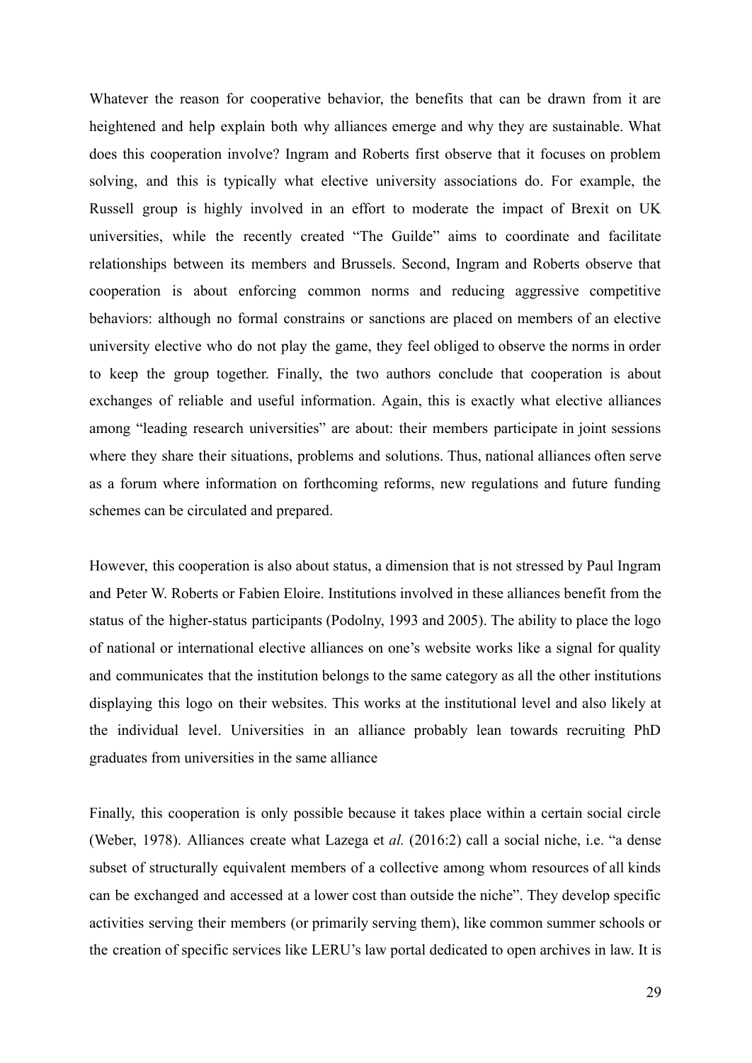Whatever the reason for cooperative behavior, the benefits that can be drawn from it are heightened and help explain both why alliances emerge and why they are sustainable. What does this cooperation involve? Ingram and Roberts first observe that it focuses on problem solving, and this is typically what elective university associations do. For example, the Russell group is highly involved in an effort to moderate the impact of Brexit on UK universities, while the recently created "The Guilde" aims to coordinate and facilitate relationships between its members and Brussels. Second, Ingram and Roberts observe that cooperation is about enforcing common norms and reducing aggressive competitive behaviors: although no formal constrains or sanctions are placed on members of an elective university elective who do not play the game, they feel obliged to observe the norms in order to keep the group together. Finally, the two authors conclude that cooperation is about exchanges of reliable and useful information. Again, this is exactly what elective alliances among "leading research universities" are about: their members participate in joint sessions where they share their situations, problems and solutions. Thus, national alliances often serve as a forum where information on forthcoming reforms, new regulations and future funding schemes can be circulated and prepared.

However, this cooperation is also about status, a dimension that is not stressed by Paul Ingram and Peter W. Roberts or Fabien Eloire. Institutions involved in these alliances benefit from the status of the higher-status participants (Podolny, 1993 and 2005). The ability to place the logo of national or international elective alliances on one's website works like a signal for quality and communicates that the institution belongs to the same category as all the other institutions displaying this logo on their websites. This works at the institutional level and also likely at the individual level. Universities in an alliance probably lean towards recruiting PhD graduates from universities in the same alliance

Finally, this cooperation is only possible because it takes place within a certain social circle (Weber, 1978). Alliances create what Lazega et *al.* (2016:2) call a social niche, i.e. "a dense subset of structurally equivalent members of a collective among whom resources of all kinds can be exchanged and accessed at a lower cost than outside the niche". They develop specific activities serving their members (or primarily serving them), like common summer schools or the creation of specific services like LERU's law portal dedicated to open archives in law. It is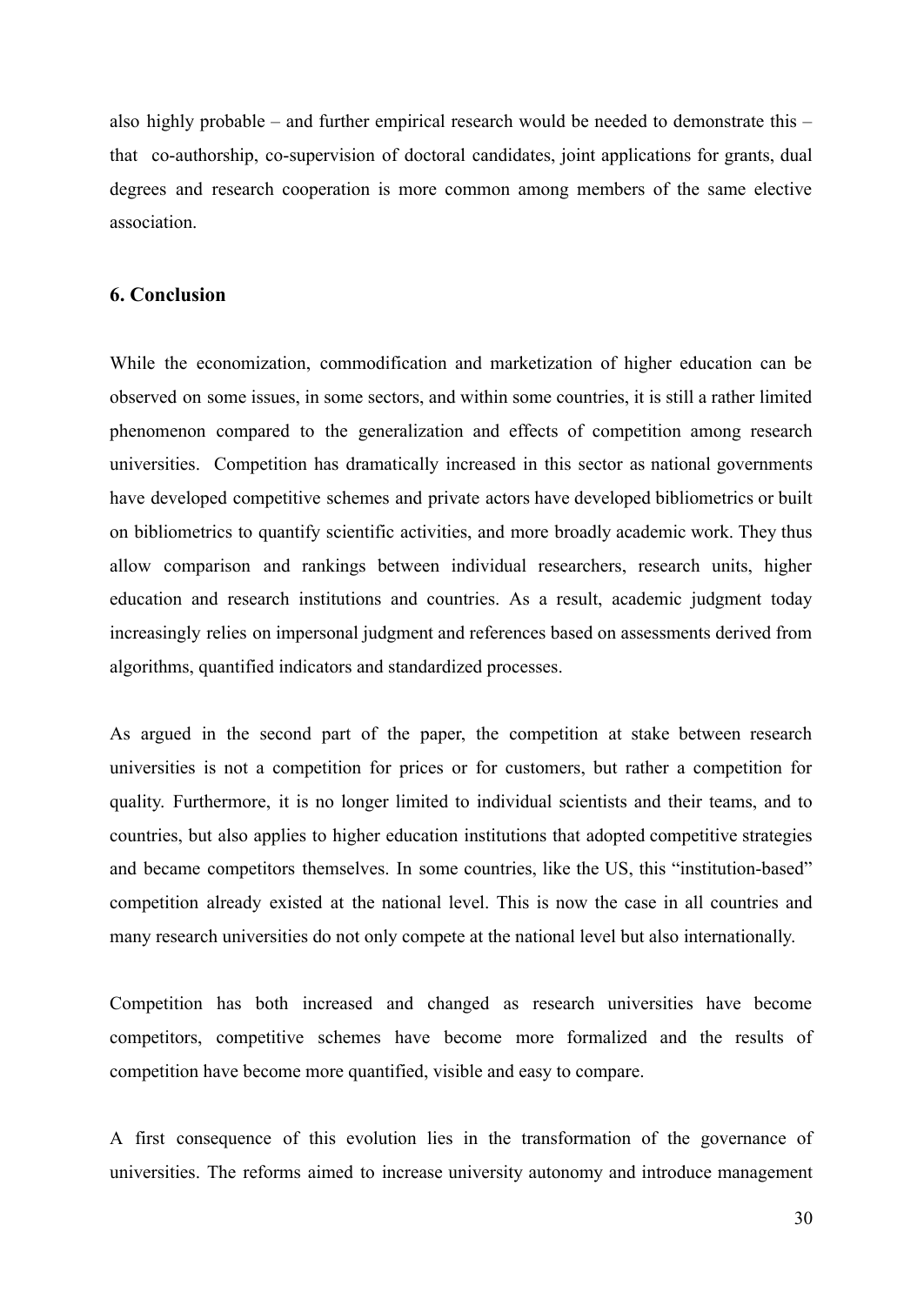also highly probable – and further empirical research would be needed to demonstrate this – that co-authorship, co-supervision of doctoral candidates, joint applications for grants, dual degrees and research cooperation is more common among members of the same elective association.

## 6. Conclusion

While the economization, commodification and marketization of higher education can be observed on some issues, in some sectors, and within some countries, it is still a rather limited phenomenon compared to the generalization and effects of competition among research universities. Competition has dramatically increased in this sector as national governments have developed competitive schemes and private actors have developed bibliometrics or built on bibliometrics to quantify scientific activities, and more broadly academic work. They thus allow comparison and rankings between individual researchers, research units, higher education and research institutions and countries. As a result, academic judgment today increasingly relies on impersonal judgment and references based on assessments derived from algorithms, quantified indicators and standardized processes.

As argued in the second part of the paper, the competition at stake between research universities is not a competition for prices or for customers, but rather a competition for quality. Furthermore, it is no longer limited to individual scientists and their teams, and to countries, but also applies to higher education institutions that adopted competitive strategies and became competitors themselves. In some countries, like the US, this "institution-based" competition already existed at the national level. This is now the case in all countries and many research universities do not only compete at the national level but also internationally.

Competition has both increased and changed as research universities have become competitors, competitive schemes have become more formalized and the results of competition have become more quantified, visible and easy to compare.

A first consequence of this evolution lies in the transformation of the governance of universities. The reforms aimed to increase university autonomy and introduce management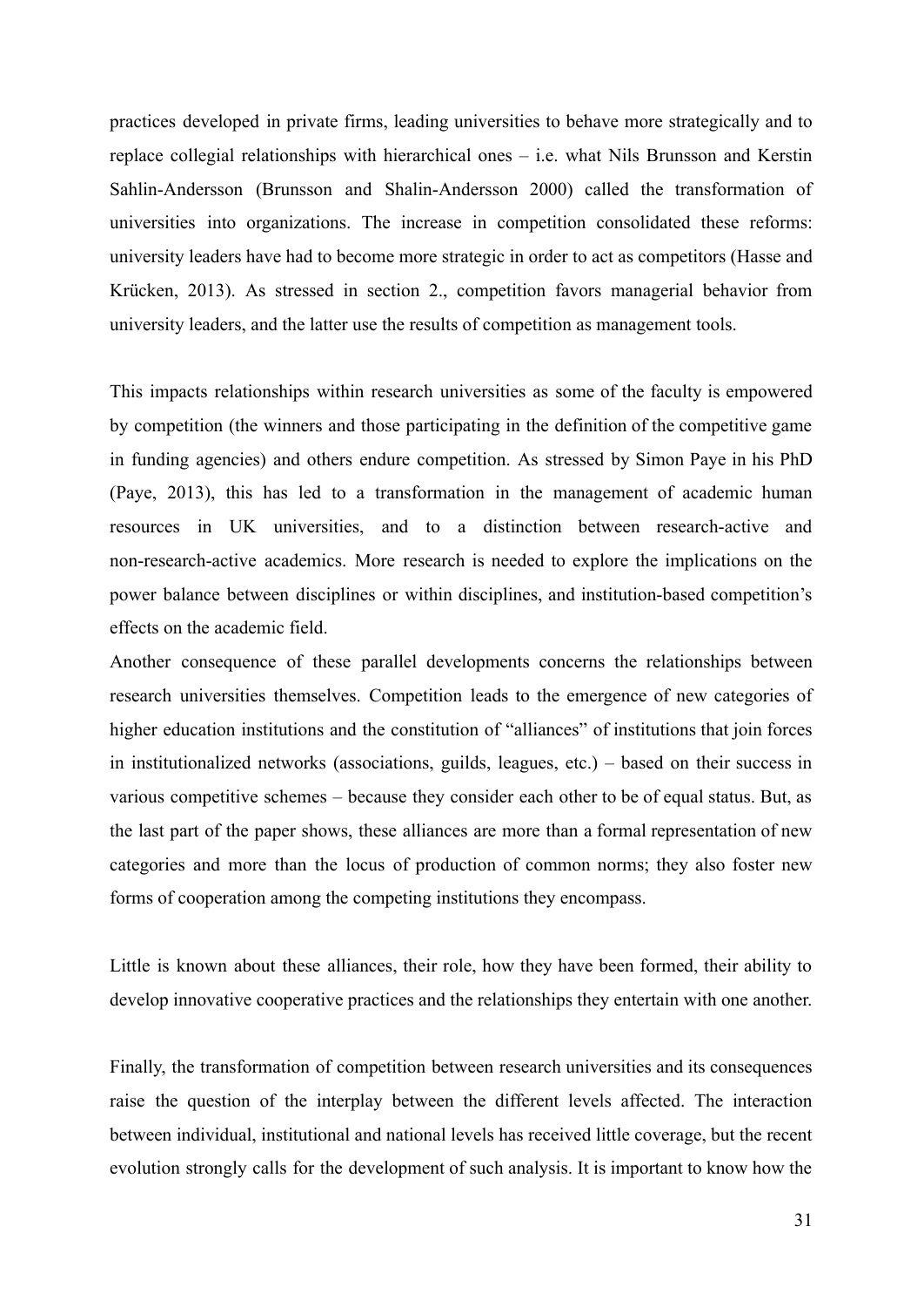practices developed in private firms, leading universities to behave more strategically and to replace collegial relationships with hierarchical ones – i.e. what Nils Brunsson and Kerstin Sahlin-Andersson (Brunsson and Shalin-Andersson 2000) called the transformation of universities into organizations. The increase in competition consolidated these reforms: university leaders have had to become more strategic in order to act as competitors (Hasse and Krücken, 2013). As stressed in section 2., competition favors managerial behavior from university leaders, and the latter use the results of competition as management tools.

This impacts relationships within research universities as some of the faculty is empowered by competition (the winners and those participating in the definition of the competitive game in funding agencies) and others endure competition. As stressed by Simon Paye in his PhD (Paye, 2013), this has led to a transformation in the management of academic human resources in UK universities, and to a distinction between research-active and non-research-active academics. More research is needed to explore the implications on the power balance between disciplines or within disciplines, and institution-based competition's effects on the academic field.

Another consequence of these parallel developments concerns the relationships between research universities themselves. Competition leads to the emergence of new categories of higher education institutions and the constitution of "alliances" of institutions that join forces in institutionalized networks (associations, guilds, leagues, etc.) – based on their success in various competitive schemes – because they consider each other to be of equal status. But, as the last part of the paper shows, these alliances are more than a formal representation of new categories and more than the locus of production of common norms; they also foster new forms of cooperation among the competing institutions they encompass.

Little is known about these alliances, their role, how they have been formed, their ability to develop innovative cooperative practices and the relationships they entertain with one another.

Finally, the transformation of competition between research universities and its consequences raise the question of the interplay between the different levels affected. The interaction between individual, institutional and national levels has received little coverage, but the recent evolution strongly calls for the development of such analysis. It is important to know how the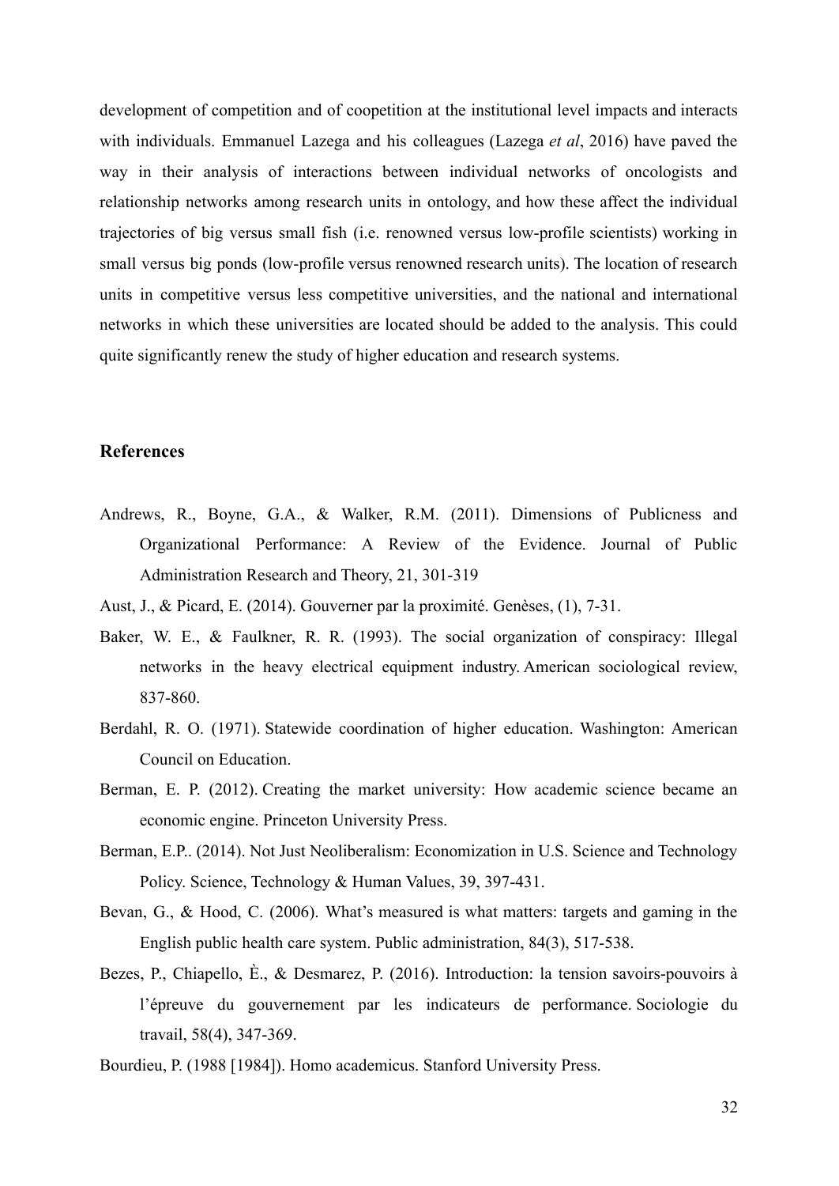development of competition and of coopetition at the institutional level impacts and interacts with individuals. Emmanuel Lazega and his colleagues (Lazega *et al*, 2016) have paved the way in their analysis of interactions between individual networks of oncologists and relationship networks among research units in ontology, and how these affect the individual trajectories of big versus small fish (i.e. renowned versus low-profile scientists) working in small versus big ponds (low-profile versus renowned research units). The location of research units in competitive versus less competitive universities, and the national and international networks in which these universities are located should be added to the analysis. This could quite significantly renew the study of higher education and research systems.

## References

Andrews, R., Boyne, G.A., & Walker, R.M. (2011). Dimensions of Publicness and Organizational Performance: A Review of the Evidence. Journal of Public Administration Research and Theory, 21, 301-319

Aust, J., & Picard, E. (2014). Gouverner par la proximité. Genèses, (1), 7-31.

Baker, W. E., & Faulkner, R. R. (1993). The social organization of conspiracy: Illegal networks in the heavy electrical equipment industry. American sociological review, 837-860.

Berdahl, R. O. (1971). Statewide coordination of higher education. Washington: American Council on Education.

Berman, E. P. (2012). Creating the market university: How academic science became an economic engine. Princeton University Press.

Berman, E.P.. (2014). Not Just Neoliberalism: Economization in U.S. Science and Technology Policy. Science, Technology & Human Values, 39, 397-431.

Bevan, G., & Hood, C. (2006). What's measured is what matters: targets and gaming in the English public health care system. Public administration, 84(3), 517-538.

Bezes, P., Chiapello, È., & Desmarez, P. (2016). Introduction: la tension savoirs-pouvoirs à l'épreuve du gouvernement par les indicateurs de performance. Sociologie du travail, 58(4), 347-369.

Bourdieu, P. (1988 [1984]). Homo academicus. Stanford University Press.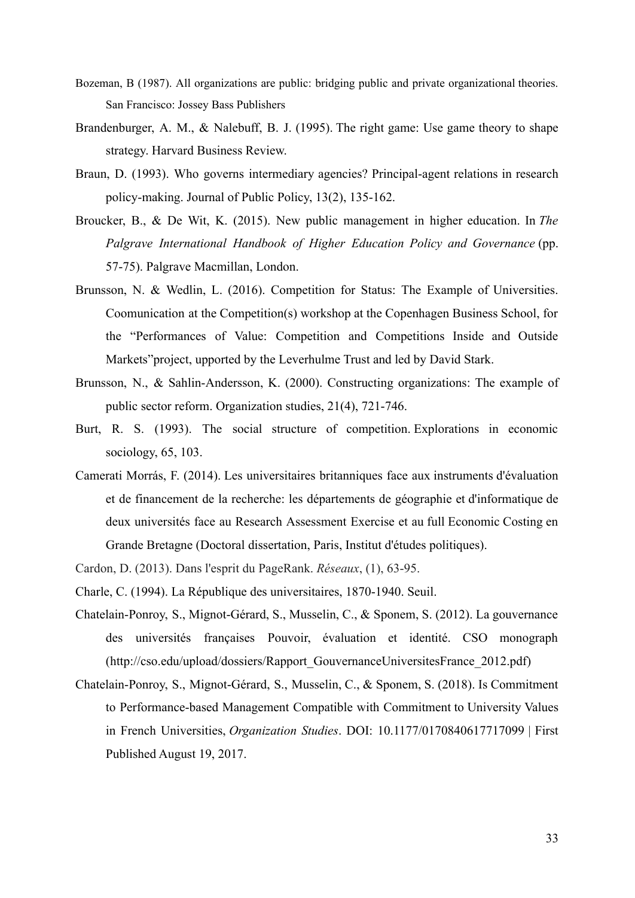Bozeman, B (1987). All organizations are public: bridging public and private organizational theories. San Francisco: Jossey Bass Publishers

Brandenburger, A. M., & Nalebuff, B. J. (1995). The right game: Use game theory to shape strategy. Harvard Business Review.

Braun, D. (1993). Who governs intermediary agencies? Principal-agent relations in research policy-making. Journal of Public Policy, 13(2), 135-162.

Broucker, B., & De Wit, K. (2015). New public management in higher education. In *The Palgrave International Handbook of Higher Education Policy and Governance* (pp. 57-75). Palgrave Macmillan, London.

Brunsson, N. & Wedlin, L. (2016). Competition for Status: The Example of Universities. Coomunication at the Competition(s) workshop at the Copenhagen Business School, for the "Performances of Value: Competition and Competitions Inside and Outside Markets"project, upported by the Leverhulme Trust and led by David Stark.

Brunsson, N., & Sahlin-Andersson, K. (2000). Constructing organizations: The example of public sector reform. Organization studies, 21(4), 721-746.

Burt, R. S. (1993). The social structure of competition. Explorations in economic sociology, 65, 103.

Camerati Morrás, F. (2014). Les universitaires britanniques face aux instruments d'évaluation et de financement de la recherche: les départements de géographie et d'informatique de deux universités face au Research Assessment Exercise et au full Economic Costing en Grande Bretagne (Doctoral dissertation, Paris, Institut d'études politiques).

Cardon, D. (2013). Dans l'esprit du PageRank. *Réseaux*, (1), 63-95.

Charle, C. (1994). La République des universitaires, 1870-1940. Seuil.

Chatelain-Ponroy, S., Mignot-Gérard, S., Musselin, C., & Sponem, S. (2012). La gouvernance des universités françaises Pouvoir, évaluation et identité. CSO monograph (http://cso.edu/upload/dossiers/Rapport_GouvernanceUniversitesFrance_2012.pdf)

Chatelain-Ponroy, S., Mignot-Gérard, S., Musselin, C., & Sponem, S. (2018). Is Commitment to Performance-based Management Compatible with Commitment to University Values in French Universities, *Organization Studies*. DOI: 10.1177/0170840617717099 | First Published August 19, 2017.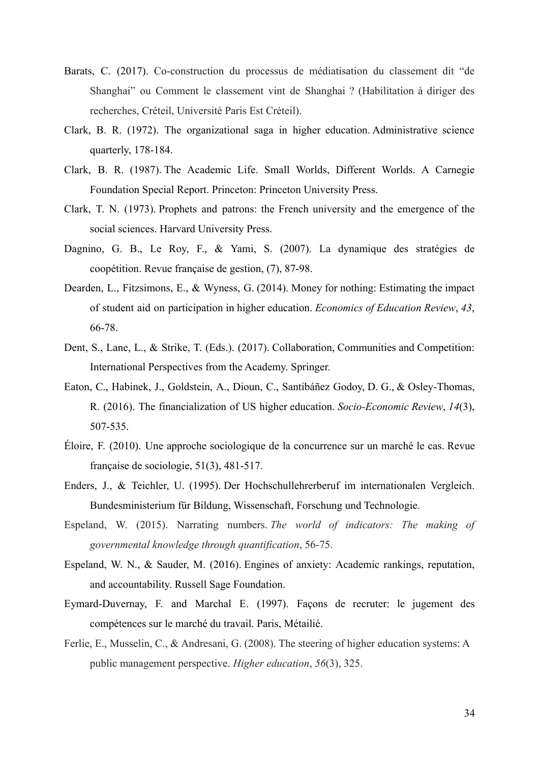Barats, C. (2017). Co-construction du processus de médiatisation du classement dit “de Shanghai” ou Comment le classement vint de Shanghai ? (Habilitation à diriger des recherches, Créteil, Université Paris Est Créteil).

Clark, B. R. (1972). The organizational saga in higher education. Administrative science quarterly, 178-184.

Clark, B. R. (1987). The Academic Life. Small Worlds, Different Worlds. A Carnegie Foundation Special Report. Princeton: Princeton University Press.

Clark, T. N. (1973). Prophets and patrons: the French university and the emergence of the social sciences. Harvard University Press.

Dagnino, G. B., Le Roy, F., & Yami, S. (2007). La dynamique des stratégies de coopétition. Revue française de gestion, (7), 87-98.

Dearden, L., Fitzsimons, E., & Wyness, G. (2014). Money for nothing: Estimating the impact of student aid on participation in higher education. *Economics of Education Review*, *43*, 66-78.

Dent, S., Lane, L., & Strike, T. (Eds.). (2017). Collaboration, Communities and Competition: International Perspectives from the Academy. Springer.

Eaton, C., Habinek, J., Goldstein, A., Dioun, C., Santibáñez Godoy, D. G., & Osley-Thomas, R. (2016). The financialization of US higher education. *Socio-Economic Review*, *14*(3), 507-535.

Éloire, F. (2010). Une approche sociologique de la concurrence sur un marché le cas. Revue française de sociologie, 51(3), 481-517.

Enders, J., & Teichler, U. (1995). Der Hochschullehrerberuf im internationalen Vergleich. Bundesministerium für Bildung, Wissenschaft, Forschung und Technologie.

Espeland, W. (2015). Narrating numbers. *The world of indicators: The making of governmental knowledge through quantification*, 56-75.

Espeland, W. N., & Sauder, M. (2016). Engines of anxiety: Academic rankings, reputation, and accountability. Russell Sage Foundation.

Eymard-Duvernay, F. and Marchal E. (1997). Façons de recruter: le jugement des compétences sur le marché du travail. Paris, Métailié.

Ferlie, E., Musselin, C., & Andresani, G. (2008). The steering of higher education systems: A public management perspective. *Higher education*, *56*(3), 325.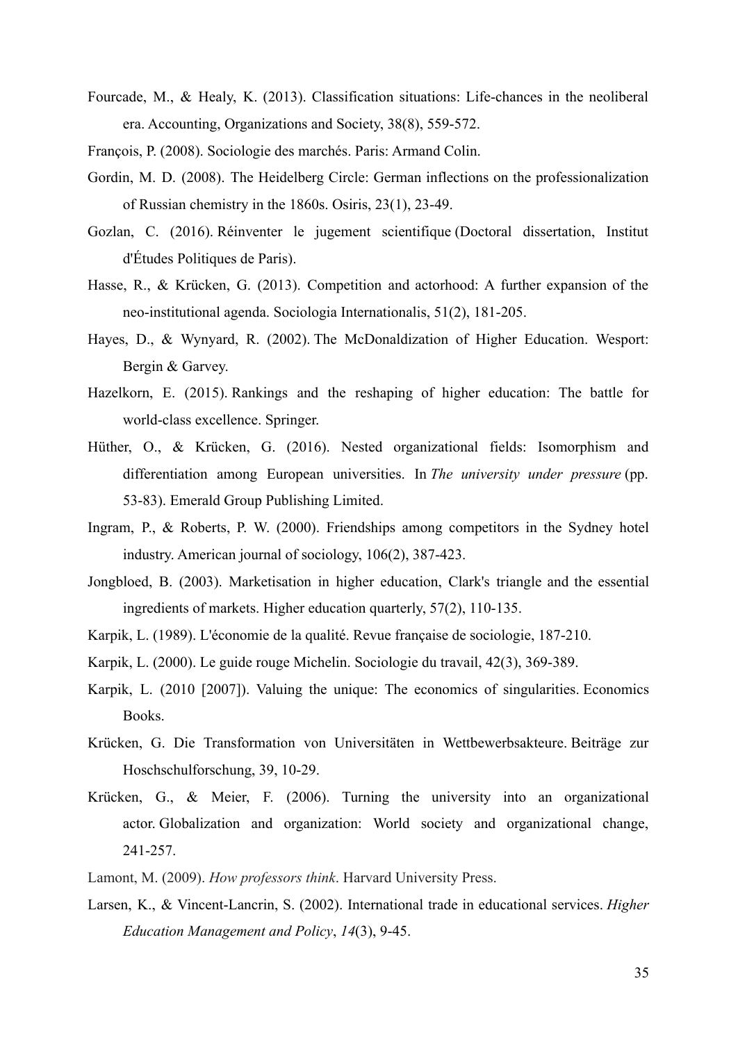Fourcade, M., & Healy, K. (2013). Classification situations: Life-chances in the neoliberal era. Accounting, Organizations and Society, 38(8), 559-572.

François, P. (2008). Sociologie des marchés. Paris: Armand Colin.

Gordin, M. D. (2008). The Heidelberg Circle: German inflections on the professionalization of Russian chemistry in the 1860s. Osiris, 23(1), 23-49.

Gozlan, C. (2016). Réinventer le jugement scientifique (Doctoral dissertation, Institut d'Études Politiques de Paris).

Hasse, R., & Krücken, G. (2013). Competition and actorhood: A further expansion of the neo-institutional agenda. Sociologia Internationalis, 51(2), 181-205.

Hayes, D., & Wynyard, R. (2002). The McDonaldization of Higher Education. Wesport: Bergin & Garvey.

Hazelkorn, E. (2015). Rankings and the reshaping of higher education: The battle for world-class excellence. Springer.

Hüther, O., & Krücken, G. (2016). Nested organizational fields: Isomorphism and differentiation among European universities. In *The university under pressure* (pp. 53-83). Emerald Group Publishing Limited.

Ingram, P., & Roberts, P. W. (2000). Friendships among competitors in the Sydney hotel industry. American journal of sociology, 106(2), 387-423.

Jongbloed, B. (2003). Marketisation in higher education, Clark's triangle and the essential ingredients of markets. Higher education quarterly, 57(2), 110-135.

Karpik, L. (1989). L'économie de la qualité. Revue française de sociologie, 187-210.

Karpik, L. (2000). Le guide rouge Michelin. Sociologie du travail, 42(3), 369-389.

Karpik, L. (2010 [2007]). Valuing the unique: The economics of singularities. Economics Books.

Krücken, G. Die Transformation von Universitäten in Wettbewerbsakteure. Beiträge zur Hoschschulforschung, 39, 10-29.

Krücken, G., & Meier, F. (2006). Turning the university into an organizational actor. Globalization and organization: World society and organizational change, 241-257.

Lamont, M. (2009). *How professors think*. Harvard University Press.

Larsen, K., & Vincent-Lancrin, S. (2002). International trade in educational services. *Higher Education Management and Policy*, *14*(3), 9-45.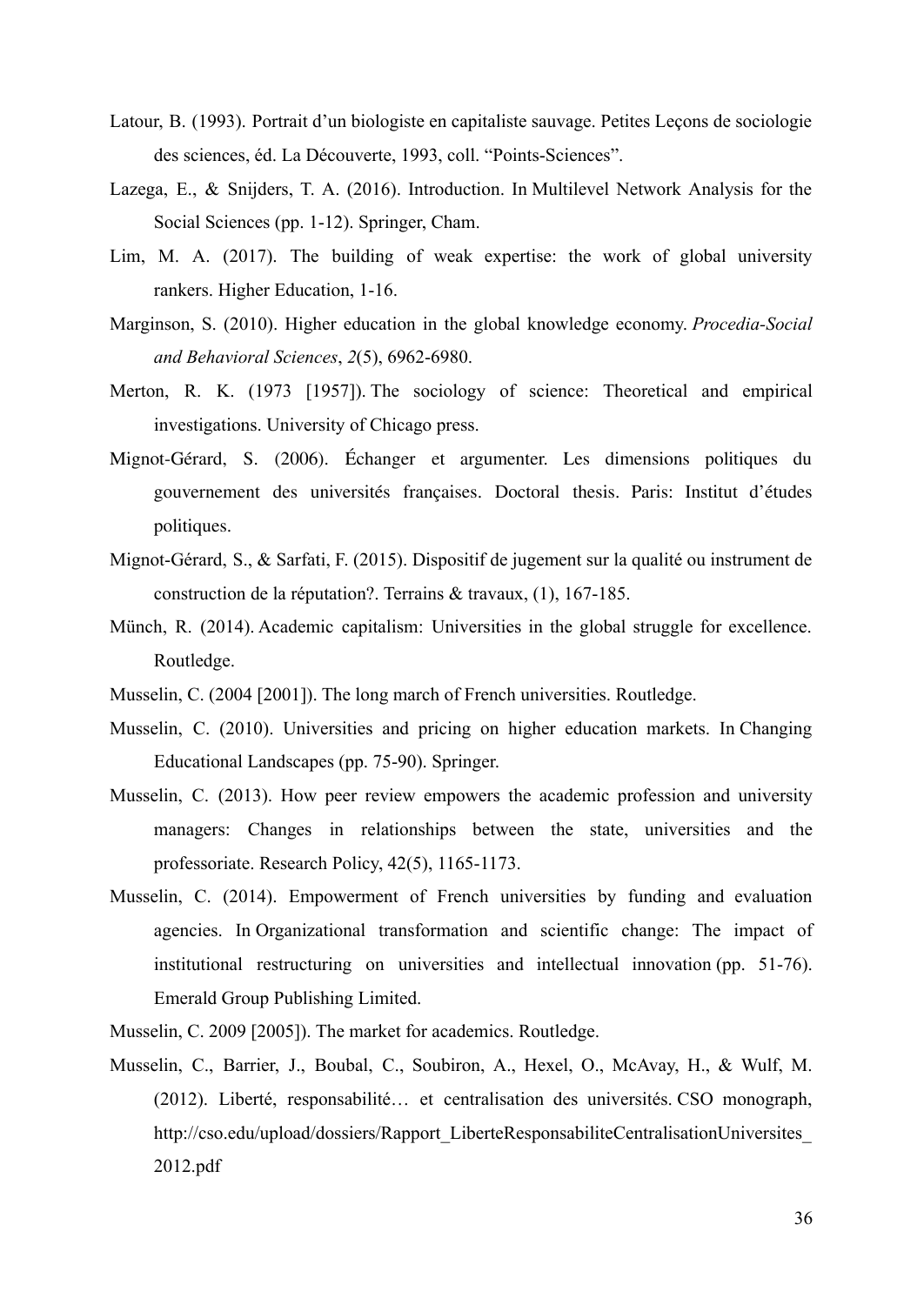Latour, B. (1993). Portrait d'un biologiste en capitaliste sauvage. Petites Leçons de sociologie des sciences, éd. La Découverte, 1993, coll. "Points-Sciences".

Lazega, E., & Snijders, T. A. (2016). Introduction. In Multilevel Network Analysis for the Social Sciences (pp. 1-12). Springer, Cham.

Lim, M. A. (2017). The building of weak expertise: the work of global university rankers. Higher Education, 1-16.

Marginson, S. (2010). Higher education in the global knowledge economy. *Procedia-Social and Behavioral Sciences*, *2*(5), 6962-6980.

Merton, R. K. (1973 [1957]). The sociology of science: Theoretical and empirical investigations. University of Chicago press.

Mignot-Gérard, S. (2006). Échanger et argumenter. Les dimensions politiques du gouvernement des universités françaises. Doctoral thesis. Paris: Institut d'études politiques.

Mignot-Gérard, S., & Sarfati, F. (2015). Dispositif de jugement sur la qualité ou instrument de construction de la réputation?. Terrains & travaux, (1), 167-185.

Münch, R. (2014). Academic capitalism: Universities in the global struggle for excellence. Routledge.

Musselin, C. (2004 [2001]). The long march of French universities. Routledge.

Musselin, C. (2010). Universities and pricing on higher education markets. In Changing Educational Landscapes (pp. 75-90). Springer.

Musselin, C. (2013). How peer review empowers the academic profession and university managers: Changes in relationships between the state, universities and the professoriate. Research Policy, 42(5), 1165-1173.

Musselin, C. (2014). Empowerment of French universities by funding and evaluation agencies. In Organizational transformation and scientific change: The impact of institutional restructuring on universities and intellectual innovation (pp. 51-76). Emerald Group Publishing Limited.

Musselin, C. 2009 [2005]). The market for academics. Routledge.

Musselin, C., Barrier, J., Boubal, C., Soubiron, A., Hexel, O., McAvay, H., & Wulf, M. (2012). Liberté, responsabilité… et centralisation des universités. CSO monograph, http://cso.edu/upload/dossiers/Rapport_LiberteResponsabiliteCentralisationUniversites_2012.pdf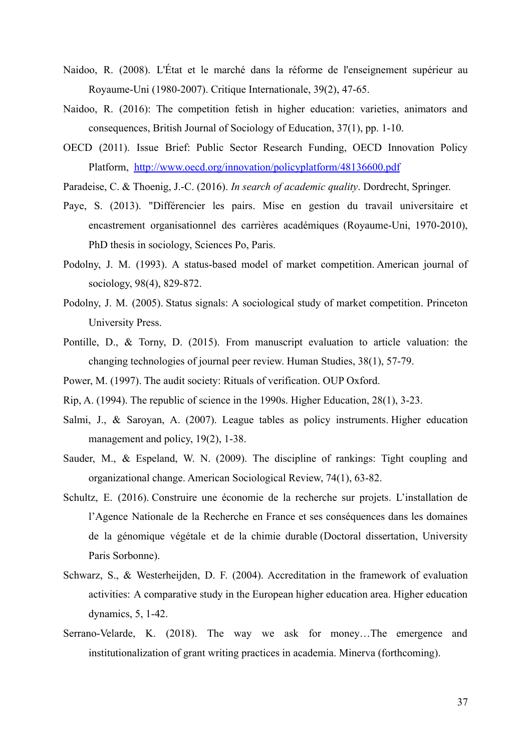Naidoo, R. (2008). L'État et le marché dans la réforme de l'enseignement supérieur au Royaume-Uni (1980-2007). Critique Internationale, 39(2), 47-65.

Naidoo, R. (2016): The competition fetish in higher education: varieties, animators and consequences, British Journal of Sociology of Education, 37(1), pp. 1-10.

OECD (2011). Issue Brief: Public Sector Research Funding, OECD Innovation Policy Platform, [http://www.oecd.org/innovation/policyplatform/48136600.pdf](http://www.oecd.org/innovation/policyplatform/48136600.pdf)

Paradeise, C. & Thoenig, J.-C. (2016). *In search of academic quality*. Dordrecht, Springer.

Paye, S. (2013). "Différencier les pairs. Mise en gestion du travail universitaire et encastrement organisationnel des carrières académiques (Royaume-Uni, 1970-2010), PhD thesis in sociology, Sciences Po, Paris.

Podolny, J. M. (1993). A status-based model of market competition. American journal of sociology, 98(4), 829-872.

Podolny, J. M. (2005). Status signals: A sociological study of market competition. Princeton University Press.

Pontille, D., & Torny, D. (2015). From manuscript evaluation to article valuation: the changing technologies of journal peer review. Human Studies, 38(1), 57-79.

Power, M. (1997). The audit society: Rituals of verification. OUP Oxford.

Rip, A. (1994). The republic of science in the 1990s. Higher Education, 28(1), 3-23.

Salmi, J., & Saroyan, A. (2007). League tables as policy instruments. Higher education management and policy, 19(2), 1-38.

Sauder, M., & Espeland, W. N. (2009). The discipline of rankings: Tight coupling and organizational change. American Sociological Review, 74(1), 63-82.

Schultz, E. (2016). Construire une économie de la recherche sur projets. L'installation de l'Agence Nationale de la Recherche en France et ses conséquences dans les domaines de la génomique végétale et de la chimie durable (Doctoral dissertation, University Paris Sorbonne).

Schwarz, S., & Westerheijden, D. F. (2004). Accreditation in the framework of evaluation activities: A comparative study in the European higher education area. Higher education dynamics, 5, 1-42.

Serrano-Velarde, K. (2018). The way we ask for money…The emergence and institutionalization of grant writing practices in academia. Minerva (forthcoming).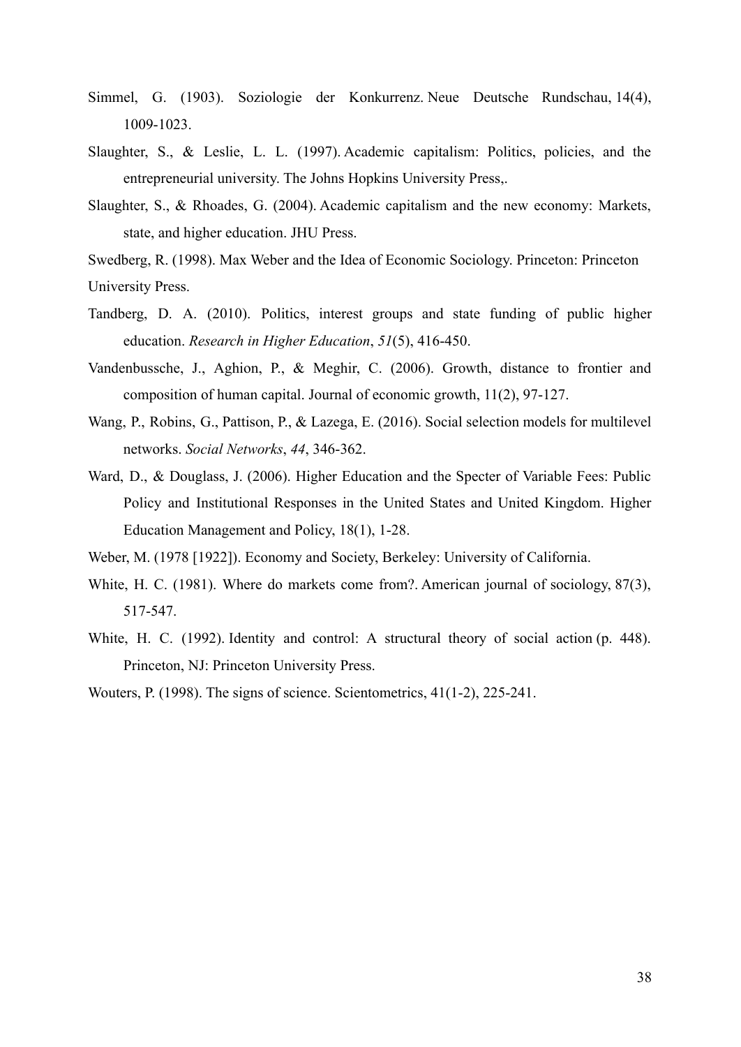Simmel, G. (1903). Soziologie der Konkurrenz. Neue Deutsche Rundschau, 14(4), 1009-1023.

Slaughter, S., & Leslie, L. L. (1997). Academic capitalism: Politics, policies, and the entrepreneurial university. The Johns Hopkins University Press,.

Slaughter, S., & Rhoades, G. (2004). Academic capitalism and the new economy: Markets, state, and higher education. JHU Press.

Swedberg, R. (1998). Max Weber and the Idea of Economic Sociology. Princeton: Princeton University Press.

Tandberg, D. A. (2010). Politics, interest groups and state funding of public higher education. *Research in Higher Education*, *51*(5), 416-450.

Vandenbussche, J., Aghion, P., & Meghir, C. (2006). Growth, distance to frontier and composition of human capital. Journal of economic growth, 11(2), 97-127.

Wang, P., Robins, G., Pattison, P., & Lazega, E. (2016). Social selection models for multilevel networks. *Social Networks*, *44*, 346-362.

Ward, D., & Douglass, J. (2006). Higher Education and the Specter of Variable Fees: Public Policy and Institutional Responses in the United States and United Kingdom. Higher Education Management and Policy, 18(1), 1-28.

Weber, M. (1978 [1922]). Economy and Society, Berkeley: University of California.

White, H. C. (1981). Where do markets come from?. American journal of sociology, 87(3), 517-547.

White, H. C. (1992). Identity and control: A structural theory of social action (p. 448). Princeton, NJ: Princeton University Press.

Wouters, P. (1998). The signs of science. Scientometrics, 41(1-2), 225-241.